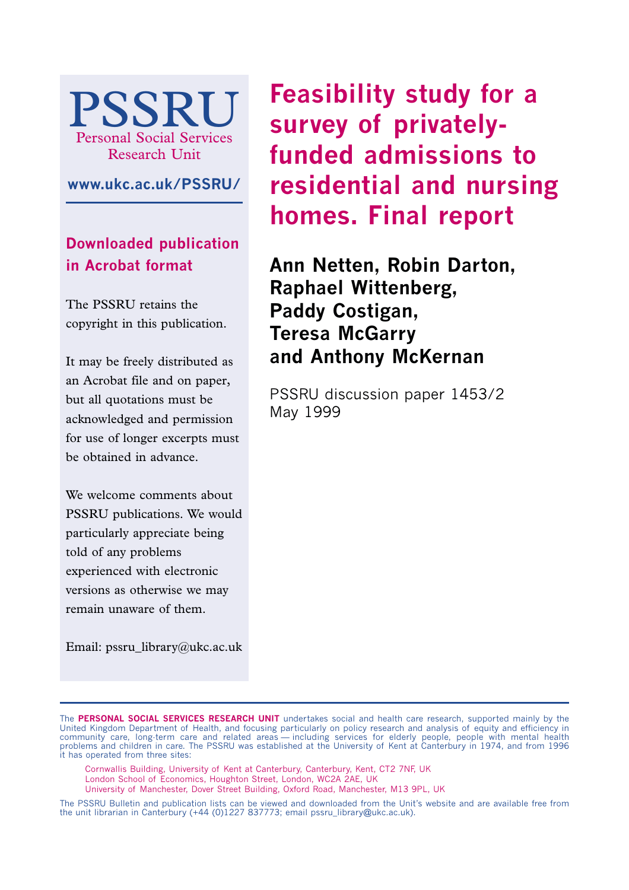# Feasibility study for a survey of privately-funded admissions to residential and nursing homes. Final report

**Ann Netten, Robin Darton, Raphael Wittenberg, Paddy Costigan, Teresa McGarry and Anthony McKernan**

PSSRU discussion paper 1453/2
May 1999

PSSRU
Personal Social Services
Research Unit

**www.ukc.ac.uk/PSSRU/**

## Downloaded publication in Acrobat format

The PSSRU retains the copyright in this publication.

It may be freely distributed as an Acrobat file and on paper, but all quotations must be acknowledged and permission for use of longer excerpts must be obtained in advance.

We welcome comments about PSSRU publications. We would particularly appreciate being told of any problems experienced with electronic versions as otherwise we may remain unaware of them.

Email: pssru_library@ukc.ac.uk

The **PERSONAL SOCIAL SERVICES RESEARCH UNIT** undertakes social and health care research, supported mainly by the United Kingdom Department of Health, and focusing particularly on policy research and analysis of equity and efficiency in community care, long-term care and related areas — including services for elderly people, people with mental health problems and children in care. The PSSRU was established at the University of Kent at Canterbury in 1974, and from 1996 it has operated from three sites:

Cornwallis Building, University of Kent at Canterbury, Canterbury, Kent, CT2 7NF, UK
London School of Economics, Houghton Street, London, WC2A 2AE, UK
University of Manchester, Dover Street Building, Oxford Road, Manchester, M13 9PL, UK

The PSSRU Bulletin and publication lists can be viewed and downloaded from the Unit's website and are available free from the unit librarian in Canterbury (+44 (0)1227 837773; email pssru_library@ukc.ac.uk).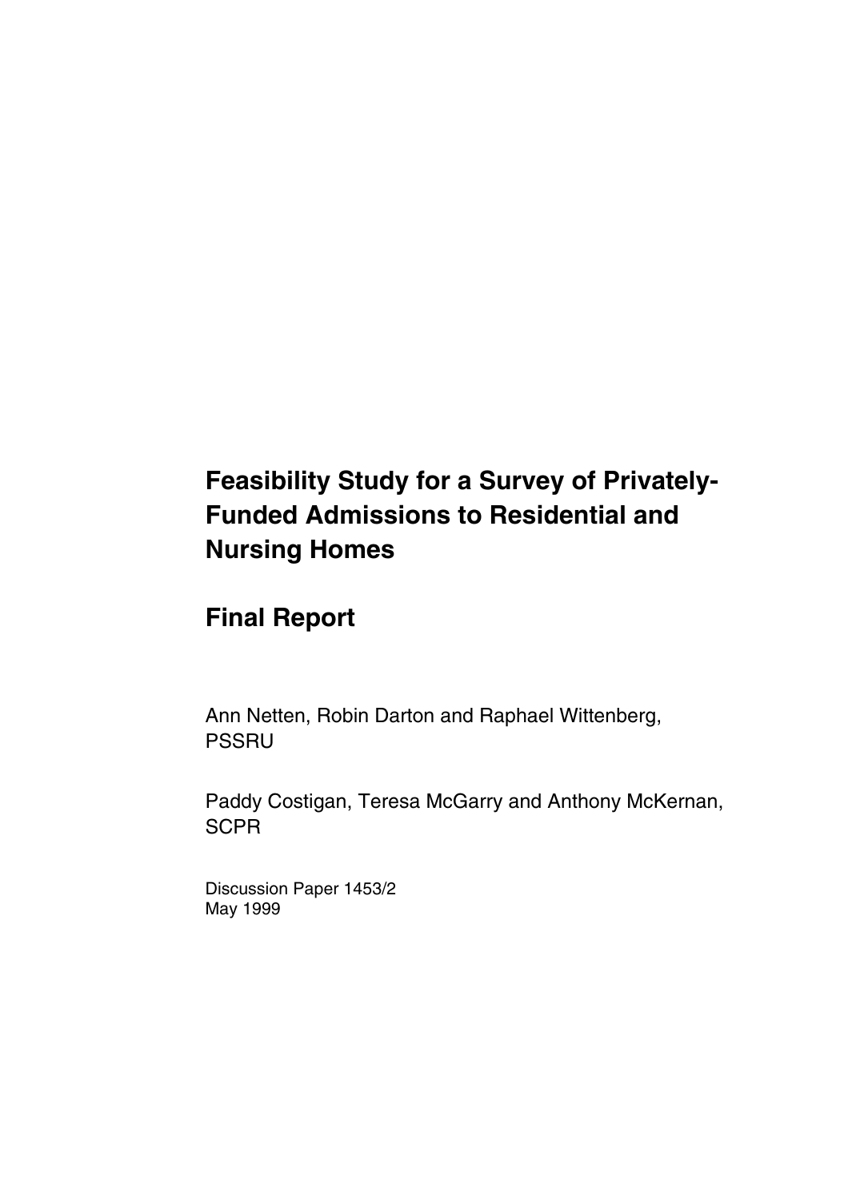# Feasibility Study for a Survey of Privately-Funded Admissions to Residential and Nursing Homes

## Final Report

Ann Netten, Robin Darton and Raphael Wittenberg, PSSRU

Paddy Costigan, Teresa McGarry and Anthony McKernan, SCPR

Discussion Paper 1453/2
May 1999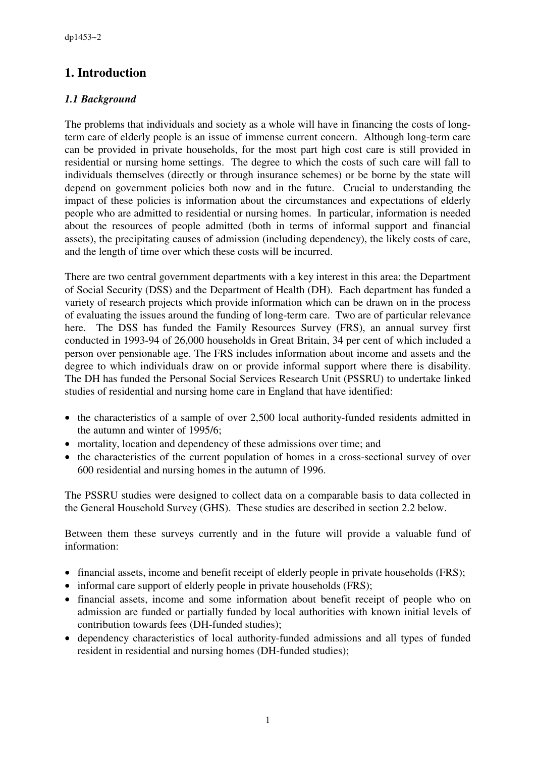# 1. Introduction

## *1.1 Background*

The problems that individuals and society as a whole will have in financing the costs of long-term care of elderly people is an issue of immense current concern. Although long-term care can be provided in private households, for the most part high cost care is still provided in residential or nursing home settings. The degree to which the costs of such care will fall to individuals themselves (directly or through insurance schemes) or be borne by the state will depend on government policies both now and in the future. Crucial to understanding the impact of these policies is information about the circumstances and expectations of elderly people who are admitted to residential or nursing homes. In particular, information is needed about the resources of people admitted (both in terms of informal support and financial assets), the precipitating causes of admission (including dependency), the likely costs of care, and the length of time over which these costs will be incurred.

There are two central government departments with a key interest in this area: the Department of Social Security (DSS) and the Department of Health (DH). Each department has funded a variety of research projects which provide information which can be drawn on in the process of evaluating the issues around the funding of long-term care. Two are of particular relevance here. The DSS has funded the Family Resources Survey (FRS), an annual survey first conducted in 1993-94 of 26,000 households in Great Britain, 34 per cent of which included a person over pensionable age. The FRS includes information about income and assets and the degree to which individuals draw on or provide informal support where there is disability. The DH has funded the Personal Social Services Research Unit (PSSRU) to undertake linked studies of residential and nursing home care in England that have identified:

- the characteristics of a sample of over 2,500 local authority-funded residents admitted in the autumn and winter of 1995/6;
- mortality, location and dependency of these admissions over time; and
- the characteristics of the current population of homes in a cross-sectional survey of over 600 residential and nursing homes in the autumn of 1996.

The PSSRU studies were designed to collect data on a comparable basis to data collected in the General Household Survey (GHS). These studies are described in section 2.2 below.

Between them these surveys currently and in the future will provide a valuable fund of information:

- financial assets, income and benefit receipt of elderly people in private households (FRS);
- informal care support of elderly people in private households (FRS);
- financial assets, income and some information about benefit receipt of people who on admission are funded or partially funded by local authorities with known initial levels of contribution towards fees (DH-funded studies);
- dependency characteristics of local authority-funded admissions and all types of funded resident in residential and nursing homes (DH-funded studies);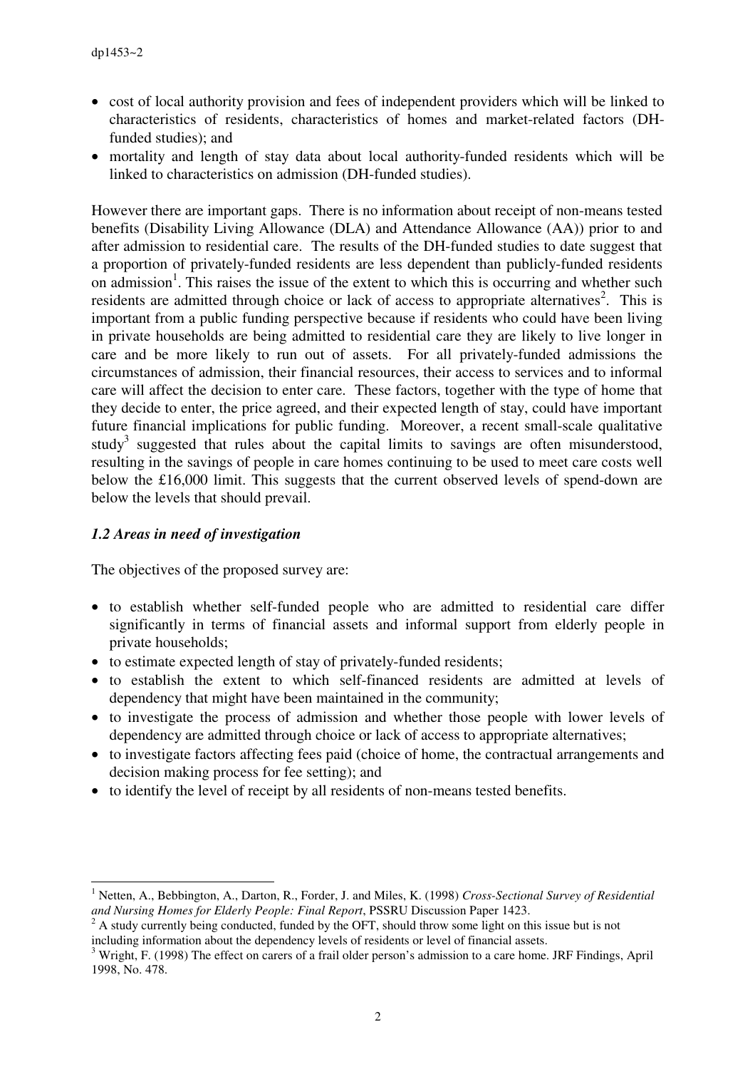- cost of local authority provision and fees of independent providers which will be linked to characteristics of residents, characteristics of homes and market-related factors (DH-funded studies); and
- mortality and length of stay data about local authority-funded residents which will be linked to characteristics on admission (DH-funded studies).

However there are important gaps. There is no information about receipt of non-means tested benefits (Disability Living Allowance (DLA) and Attendance Allowance (AA)) prior to and after admission to residential care. The results of the DH-funded studies to date suggest that a proportion of privately-funded residents are less dependent than publicly-funded residents on admission[1]. This raises the issue of the extent to which this is occurring and whether such residents are admitted through choice or lack of access to appropriate alternatives[2]. This is important from a public funding perspective because if residents who could have been living in private households are being admitted to residential care they are likely to live longer in care and be more likely to run out of assets. For all privately-funded admissions the circumstances of admission, their financial resources, their access to services and to informal care will affect the decision to enter care. These factors, together with the type of home that they decide to enter, the price agreed, and their expected length of stay, could have important future financial implications for public funding. Moreover, a recent small-scale qualitative study[3] suggested that rules about the capital limits to savings are often misunderstood, resulting in the savings of people in care homes continuing to be used to meet care costs well below the £16,000 limit. This suggests that the current observed levels of spend-down are below the levels that should prevail.

### *1.2 Areas in need of investigation*

The objectives of the proposed survey are:

- to establish whether self-funded people who are admitted to residential care differ significantly in terms of financial assets and informal support from elderly people in private households;
- to estimate expected length of stay of privately-funded residents;
- to establish the extent to which self-financed residents are admitted at levels of dependency that might have been maintained in the community;
- to investigate the process of admission and whether those people with lower levels of dependency are admitted through choice or lack of access to appropriate alternatives;
- to investigate factors affecting fees paid (choice of home, the contractual arrangements and decision making process for fee setting); and
- to identify the level of receipt by all residents of non-means tested benefits.

---

[1] Netten, A., Bebbington, A., Darton, R., Forder, J. and Miles, K. (1998) *Cross-Sectional Survey of Residential and Nursing Homes for Elderly People: Final Report*, PSSRU Discussion Paper 1423.

[2] A study currently being conducted, funded by the OFT, should throw some light on this issue but is not including information about the dependency levels of residents or level of financial assets.

[3] Wright, F. (1998) The effect on carers of a frail older person's admission to a care home. JRF Findings, April 1998, No. 478.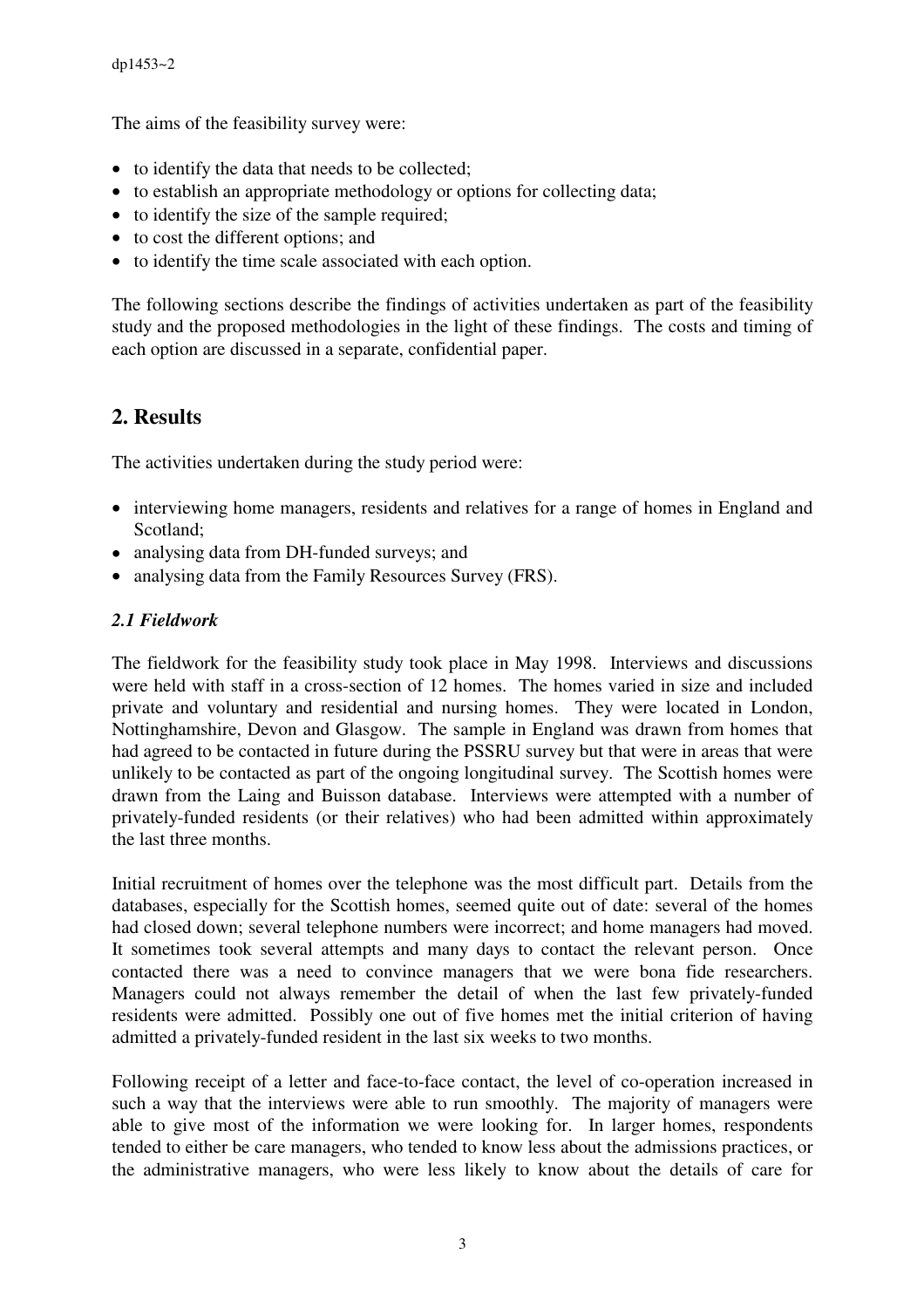The aims of the feasibility survey were:

- to identify the data that needs to be collected;
- to establish an appropriate methodology or options for collecting data;
- to identify the size of the sample required;
- to cost the different options; and
- to identify the time scale associated with each option.

The following sections describe the findings of activities undertaken as part of the feasibility study and the proposed methodologies in the light of these findings. The costs and timing of each option are discussed in a separate, confidential paper.

## 2. Results

The activities undertaken during the study period were:

- interviewing home managers, residents and relatives for a range of homes in England and Scotland;
- analysing data from DH-funded surveys; and
- analysing data from the Family Resources Survey (FRS).

### *2.1 Fieldwork*

The fieldwork for the feasibility study took place in May 1998. Interviews and discussions were held with staff in a cross-section of 12 homes. The homes varied in size and included private and voluntary and residential and nursing homes. They were located in London, Nottinghamshire, Devon and Glasgow. The sample in England was drawn from homes that had agreed to be contacted in future during the PSSRU survey but that were in areas that were unlikely to be contacted as part of the ongoing longitudinal survey. The Scottish homes were drawn from the Laing and Buisson database. Interviews were attempted with a number of privately-funded residents (or their relatives) who had been admitted within approximately the last three months.

Initial recruitment of homes over the telephone was the most difficult part. Details from the databases, especially for the Scottish homes, seemed quite out of date: several of the homes had closed down; several telephone numbers were incorrect; and home managers had moved. It sometimes took several attempts and many days to contact the relevant person. Once contacted there was a need to convince managers that we were bona fide researchers. Managers could not always remember the detail of when the last few privately-funded residents were admitted. Possibly one out of five homes met the initial criterion of having admitted a privately-funded resident in the last six weeks to two months.

Following receipt of a letter and face-to-face contact, the level of co-operation increased in such a way that the interviews were able to run smoothly. The majority of managers were able to give most of the information we were looking for. In larger homes, respondents tended to either be care managers, who tended to know less about the admissions practices, or the administrative managers, who were less likely to know about the details of care for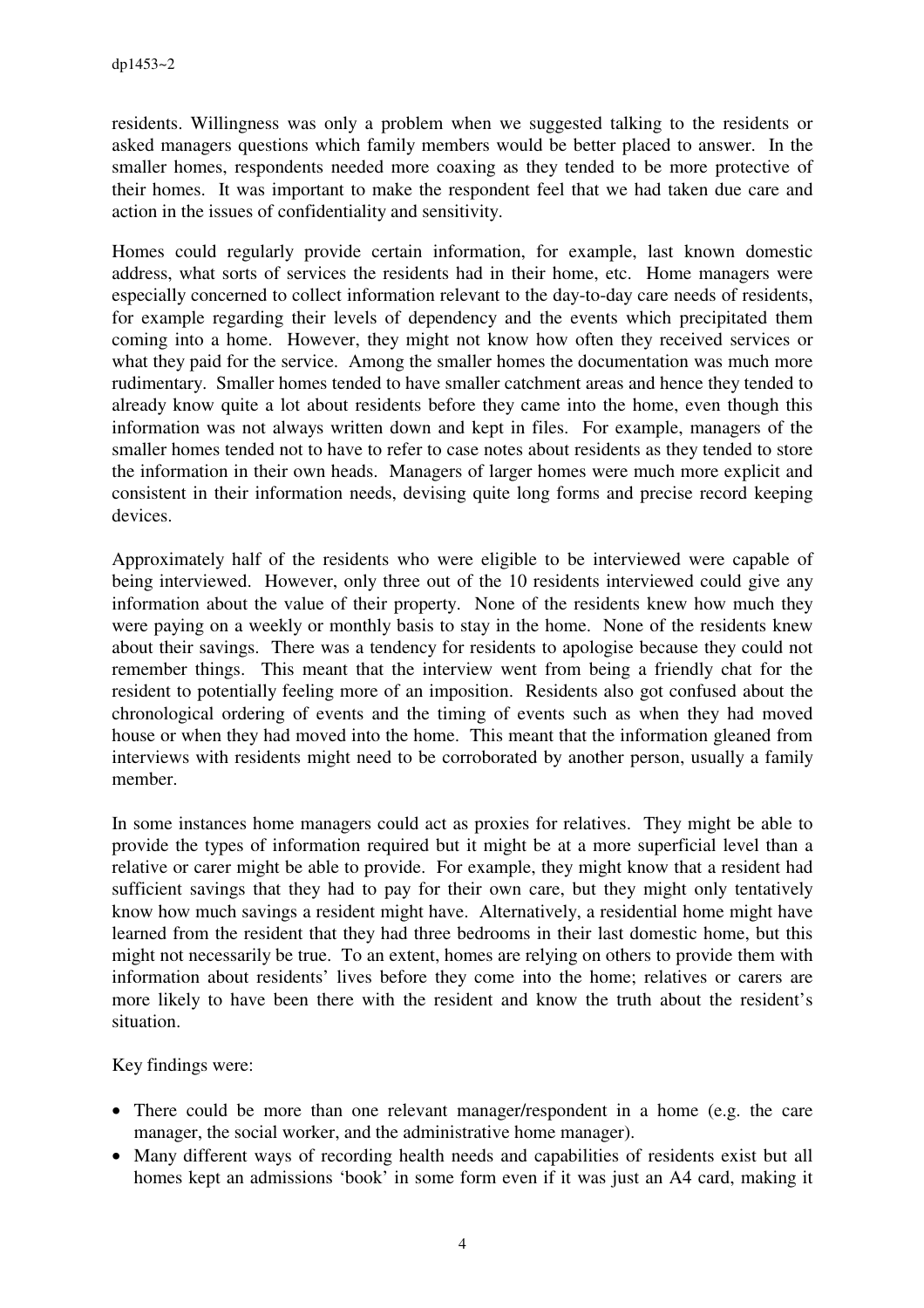residents. Willingness was only a problem when we suggested talking to the residents or asked managers questions which family members would be better placed to answer. In the smaller homes, respondents needed more coaxing as they tended to be more protective of their homes. It was important to make the respondent feel that we had taken due care and action in the issues of confidentiality and sensitivity.

Homes could regularly provide certain information, for example, last known domestic address, what sorts of services the residents had in their home, etc. Home managers were especially concerned to collect information relevant to the day-to-day care needs of residents, for example regarding their levels of dependency and the events which precipitated them coming into a home. However, they might not know how often they received services or what they paid for the service. Among the smaller homes the documentation was much more rudimentary. Smaller homes tended to have smaller catchment areas and hence they tended to already know quite a lot about residents before they came into the home, even though this information was not always written down and kept in files. For example, managers of the smaller homes tended not to have to refer to case notes about residents as they tended to store the information in their own heads. Managers of larger homes were much more explicit and consistent in their information needs, devising quite long forms and precise record keeping devices.

Approximately half of the residents who were eligible to be interviewed were capable of being interviewed. However, only three out of the 10 residents interviewed could give any information about the value of their property. None of the residents knew how much they were paying on a weekly or monthly basis to stay in the home. None of the residents knew about their savings. There was a tendency for residents to apologise because they could not remember things. This meant that the interview went from being a friendly chat for the resident to potentially feeling more of an imposition. Residents also got confused about the chronological ordering of events and the timing of events such as when they had moved house or when they had moved into the home. This meant that the information gleaned from interviews with residents might need to be corroborated by another person, usually a family member.

In some instances home managers could act as proxies for relatives. They might be able to provide the types of information required but it might be at a more superficial level than a relative or carer might be able to provide. For example, they might know that a resident had sufficient savings that they had to pay for their own care, but they might only tentatively know how much savings a resident might have. Alternatively, a residential home might have learned from the resident that they had three bedrooms in their last domestic home, but this might not necessarily be true. To an extent, homes are relying on others to provide them with information about residents' lives before they come into the home; relatives or carers are more likely to have been there with the resident and know the truth about the resident's situation.

Key findings were:

- There could be more than one relevant manager/respondent in a home (e.g. the care manager, the social worker, and the administrative home manager).
- Many different ways of recording health needs and capabilities of residents exist but all homes kept an admissions 'book' in some form even if it was just an A4 card, making it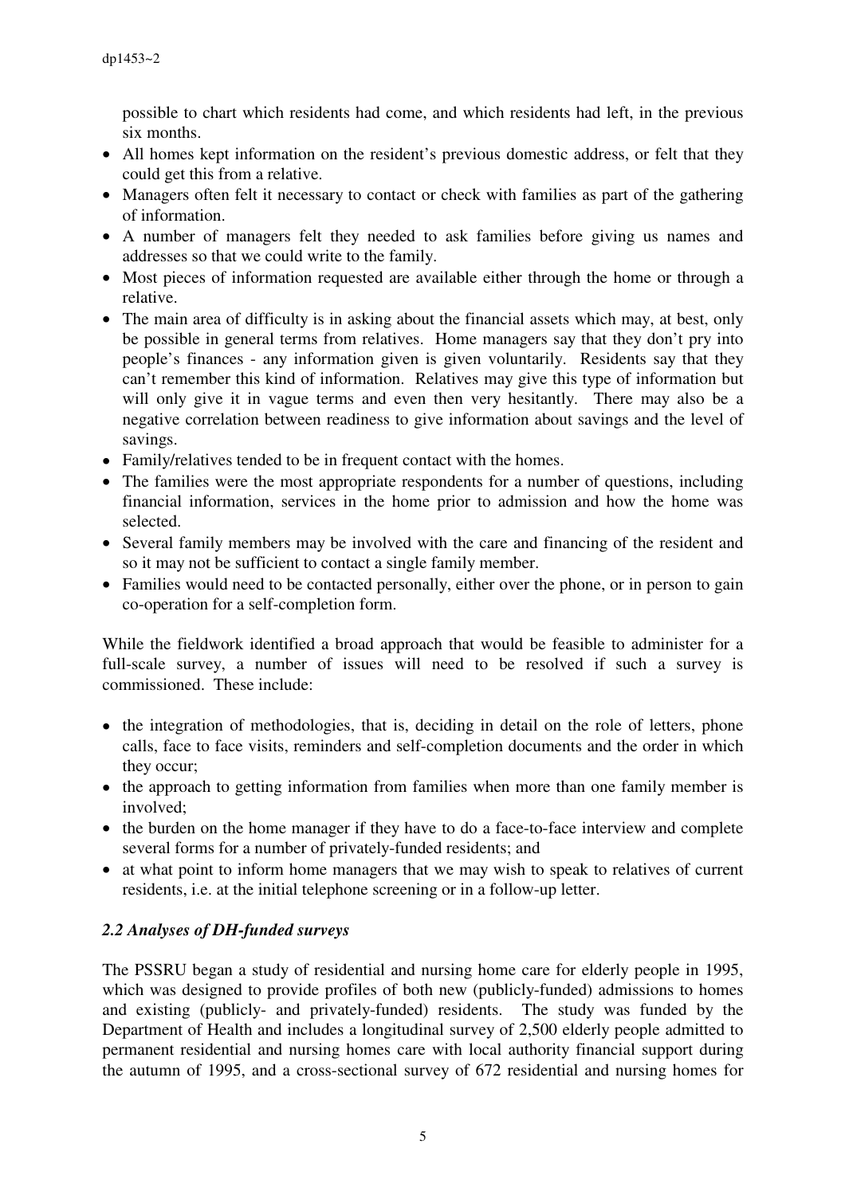possible to chart which residents had come, and which residents had left, in the previous six months.

- All homes kept information on the resident's previous domestic address, or felt that they could get this from a relative.
- Managers often felt it necessary to contact or check with families as part of the gathering of information.
- A number of managers felt they needed to ask families before giving us names and addresses so that we could write to the family.
- Most pieces of information requested are available either through the home or through a relative.
- The main area of difficulty is in asking about the financial assets which may, at best, only be possible in general terms from relatives. Home managers say that they don't pry into people's finances - any information given is given voluntarily. Residents say that they can't remember this kind of information. Relatives may give this type of information but will only give it in vague terms and even then very hesitantly. There may also be a negative correlation between readiness to give information about savings and the level of savings.
- Family/relatives tended to be in frequent contact with the homes.
- The families were the most appropriate respondents for a number of questions, including financial information, services in the home prior to admission and how the home was selected.
- Several family members may be involved with the care and financing of the resident and so it may not be sufficient to contact a single family member.
- Families would need to be contacted personally, either over the phone, or in person to gain co-operation for a self-completion form.

While the fieldwork identified a broad approach that would be feasible to administer for a full-scale survey, a number of issues will need to be resolved if such a survey is commissioned. These include:

- the integration of methodologies, that is, deciding in detail on the role of letters, phone calls, face to face visits, reminders and self-completion documents and the order in which they occur;
- the approach to getting information from families when more than one family member is involved;
- the burden on the home manager if they have to do a face-to-face interview and complete several forms for a number of privately-funded residents; and
- at what point to inform home managers that we may wish to speak to relatives of current residents, i.e. at the initial telephone screening or in a follow-up letter.

### *2.2 Analyses of DH-funded surveys*

The PSSRU began a study of residential and nursing home care for elderly people in 1995, which was designed to provide profiles of both new (publicly-funded) admissions to homes and existing (publicly- and privately-funded) residents. The study was funded by the Department of Health and includes a longitudinal survey of 2,500 elderly people admitted to permanent residential and nursing homes care with local authority financial support during the autumn of 1995, and a cross-sectional survey of 672 residential and nursing homes for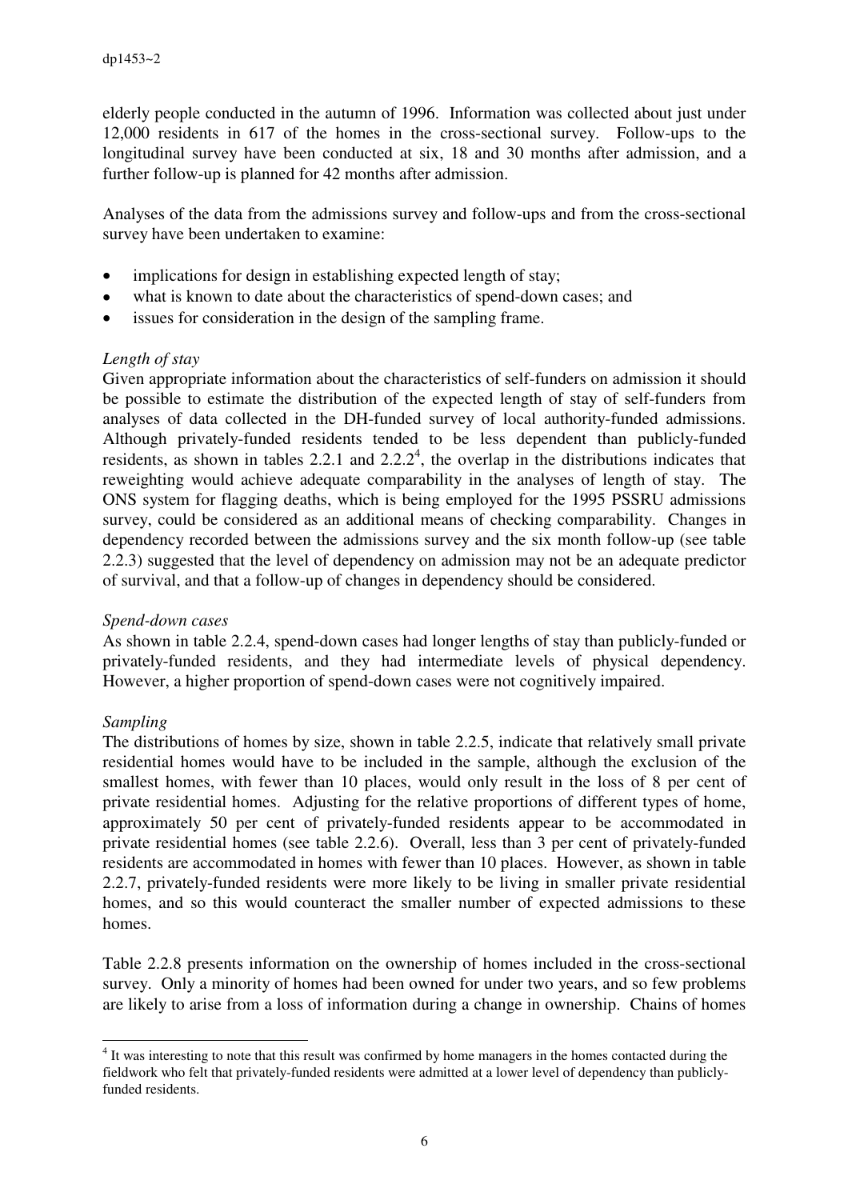elderly people conducted in the autumn of 1996. Information was collected about just under 12,000 residents in 617 of the homes in the cross-sectional survey. Follow-ups to the longitudinal survey have been conducted at six, 18 and 30 months after admission, and a further follow-up is planned for 42 months after admission.

Analyses of the data from the admissions survey and follow-ups and from the cross-sectional survey have been undertaken to examine:

- implications for design in establishing expected length of stay;
- what is known to date about the characteristics of spend-down cases; and
- issues for consideration in the design of the sampling frame.

*Length of stay*
Given appropriate information about the characteristics of self-funders on admission it should be possible to estimate the distribution of the expected length of stay of self-funders from analyses of data collected in the DH-funded survey of local authority-funded admissions. Although privately-funded residents tended to be less dependent than publicly-funded residents, as shown in tables 2.2.1 and 2.2.2[4], the overlap in the distributions indicates that reweighting would achieve adequate comparability in the analyses of length of stay. The ONS system for flagging deaths, which is being employed for the 1995 PSSRU admissions survey, could be considered as an additional means of checking comparability. Changes in dependency recorded between the admissions survey and the six month follow-up (see table 2.2.3) suggested that the level of dependency on admission may not be an adequate predictor of survival, and that a follow-up of changes in dependency should be considered.

*Spend-down cases*
As shown in table 2.2.4, spend-down cases had longer lengths of stay than publicly-funded or privately-funded residents, and they had intermediate levels of physical dependency. However, a higher proportion of spend-down cases were not cognitively impaired.

*Sampling*
The distributions of homes by size, shown in table 2.2.5, indicate that relatively small private residential homes would have to be included in the sample, although the exclusion of the smallest homes, with fewer than 10 places, would only result in the loss of 8 per cent of private residential homes. Adjusting for the relative proportions of different types of home, approximately 50 per cent of privately-funded residents appear to be accommodated in private residential homes (see table 2.2.6). Overall, less than 3 per cent of privately-funded residents are accommodated in homes with fewer than 10 places. However, as shown in table 2.2.7, privately-funded residents were more likely to be living in smaller private residential homes, and so this would counteract the smaller number of expected admissions to these homes.

Table 2.2.8 presents information on the ownership of homes included in the cross-sectional survey. Only a minority of homes had been owned for under two years, and so few problems are likely to arise from a loss of information during a change in ownership. Chains of homes

---

[4] It was interesting to note that this result was confirmed by home managers in the homes contacted during the fieldwork who felt that privately-funded residents were admitted at a lower level of dependency than publicly-funded residents.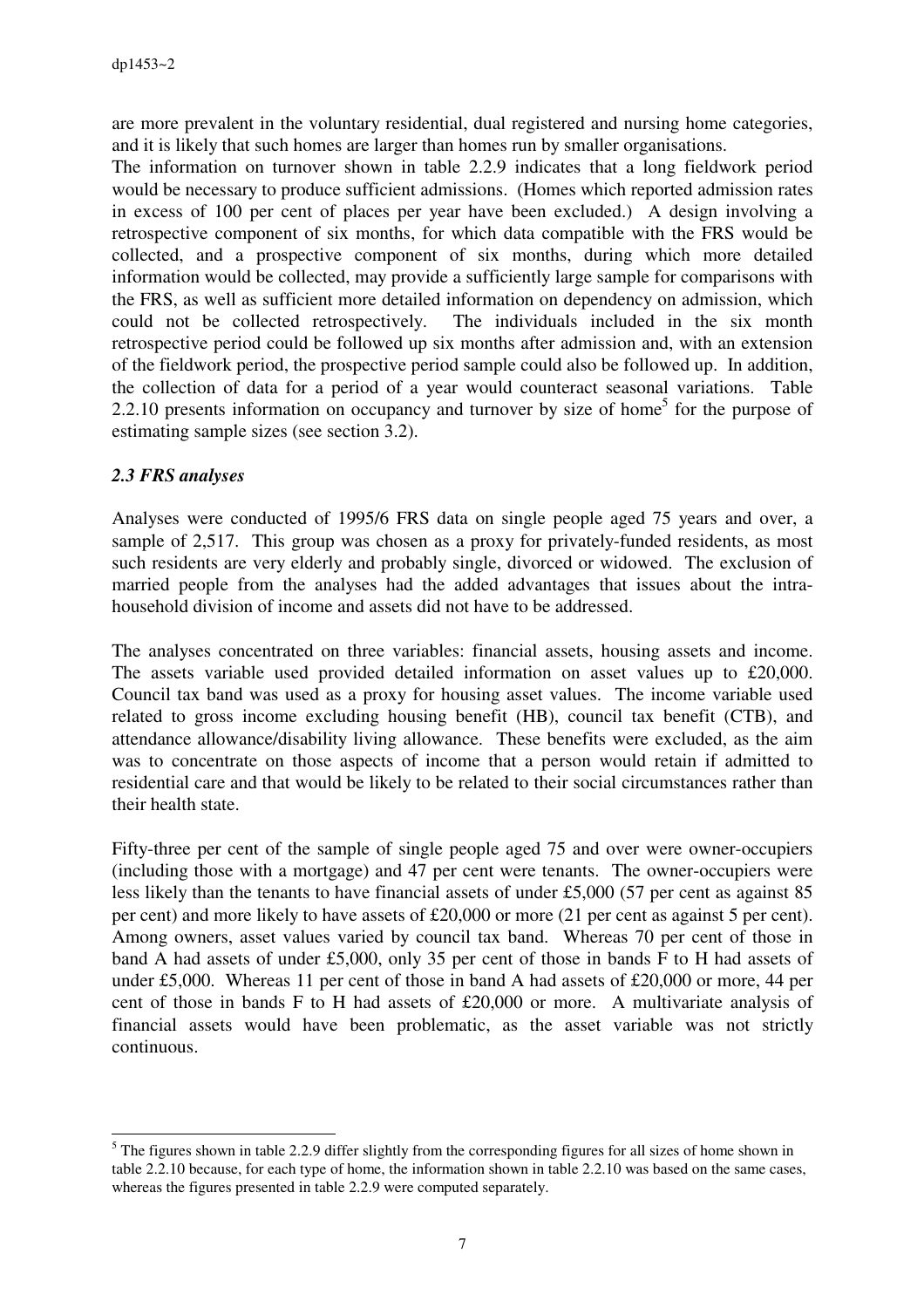are more prevalent in the voluntary residential, dual registered and nursing home categories, and it is likely that such homes are larger than homes run by smaller organisations.

The information on turnover shown in table 2.2.9 indicates that a long fieldwork period would be necessary to produce sufficient admissions. (Homes which reported admission rates in excess of 100 per cent of places per year have been excluded.) A design involving a retrospective component of six months, for which data compatible with the FRS would be collected, and a prospective component of six months, during which more detailed information would be collected, may provide a sufficiently large sample for comparisons with the FRS, as well as sufficient more detailed information on dependency on admission, which could not be collected retrospectively. The individuals included in the six month retrospective period could be followed up six months after admission and, with an extension of the fieldwork period, the prospective period sample could also be followed up. In addition, the collection of data for a period of a year would counteract seasonal variations. Table 2.2.10 presents information on occupancy and turnover by size of home[5] for the purpose of estimating sample sizes (see section 3.2).

### *2.3 FRS analyses*

Analyses were conducted of 1995/6 FRS data on single people aged 75 years and over, a sample of 2,517. This group was chosen as a proxy for privately-funded residents, as most such residents are very elderly and probably single, divorced or widowed. The exclusion of married people from the analyses had the added advantages that issues about the intra-household division of income and assets did not have to be addressed.

The analyses concentrated on three variables: financial assets, housing assets and income. The assets variable used provided detailed information on asset values up to £20,000. Council tax band was used as a proxy for housing asset values. The income variable used related to gross income excluding housing benefit (HB), council tax benefit (CTB), and attendance allowance/disability living allowance. These benefits were excluded, as the aim was to concentrate on those aspects of income that a person would retain if admitted to residential care and that would be likely to be related to their social circumstances rather than their health state.

Fifty-three per cent of the sample of single people aged 75 and over were owner-occupiers (including those with a mortgage) and 47 per cent were tenants. The owner-occupiers were less likely than the tenants to have financial assets of under £5,000 (57 per cent as against 85 per cent) and more likely to have assets of £20,000 or more (21 per cent as against 5 per cent). Among owners, asset values varied by council tax band. Whereas 70 per cent of those in band A had assets of under £5,000, only 35 per cent of those in bands F to H had assets of under £5,000. Whereas 11 per cent of those in band A had assets of £20,000 or more, 44 per cent of those in bands F to H had assets of £20,000 or more. A multivariate analysis of financial assets would have been problematic, as the asset variable was not strictly continuous.

---

[5] The figures shown in table 2.2.9 differ slightly from the corresponding figures for all sizes of home shown in table 2.2.10 because, for each type of home, the information shown in table 2.2.10 was based on the same cases, whereas the figures presented in table 2.2.9 were computed separately.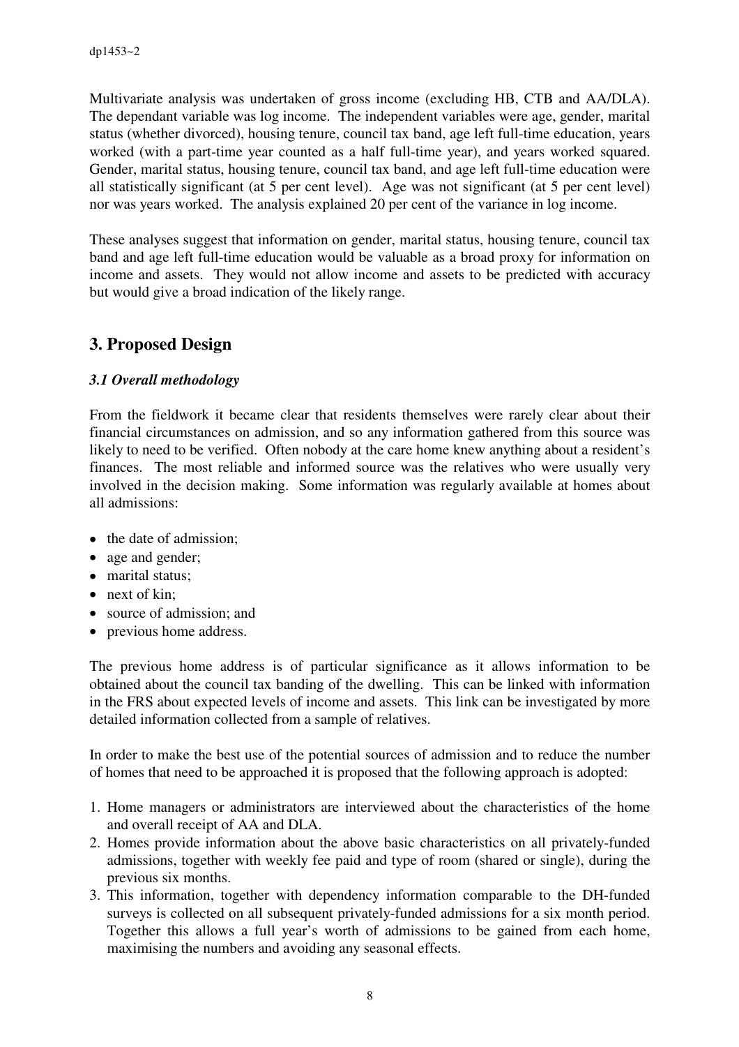Multivariate analysis was undertaken of gross income (excluding HB, CTB and AA/DLA). The dependant variable was log income. The independent variables were age, gender, marital status (whether divorced), housing tenure, council tax band, age left full-time education, years worked (with a part-time year counted as a half full-time year), and years worked squared. Gender, marital status, housing tenure, council tax band, and age left full-time education were all statistically significant (at 5 per cent level). Age was not significant (at 5 per cent level) nor was years worked. The analysis explained 20 per cent of the variance in log income.

These analyses suggest that information on gender, marital status, housing tenure, council tax band and age left full-time education would be valuable as a broad proxy for information on income and assets. They would not allow income and assets to be predicted with accuracy but would give a broad indication of the likely range.

## 3. Proposed Design

### *3.1 Overall methodology*

From the fieldwork it became clear that residents themselves were rarely clear about their financial circumstances on admission, and so any information gathered from this source was likely to need to be verified. Often nobody at the care home knew anything about a resident's finances. The most reliable and informed source was the relatives who were usually very involved in the decision making. Some information was regularly available at homes about all admissions:

- the date of admission;
- age and gender;
- marital status;
- next of kin;
- source of admission; and
- previous home address.

The previous home address is of particular significance as it allows information to be obtained about the council tax banding of the dwelling. This can be linked with information in the FRS about expected levels of income and assets. This link can be investigated by more detailed information collected from a sample of relatives.

In order to make the best use of the potential sources of admission and to reduce the number of homes that need to be approached it is proposed that the following approach is adopted:

1. Home managers or administrators are interviewed about the characteristics of the home and overall receipt of AA and DLA.
2. Homes provide information about the above basic characteristics on all privately-funded admissions, together with weekly fee paid and type of room (shared or single), during the previous six months.
3. This information, together with dependency information comparable to the DH-funded surveys is collected on all subsequent privately-funded admissions for a six month period. Together this allows a full year's worth of admissions to be gained from each home, maximising the numbers and avoiding any seasonal effects.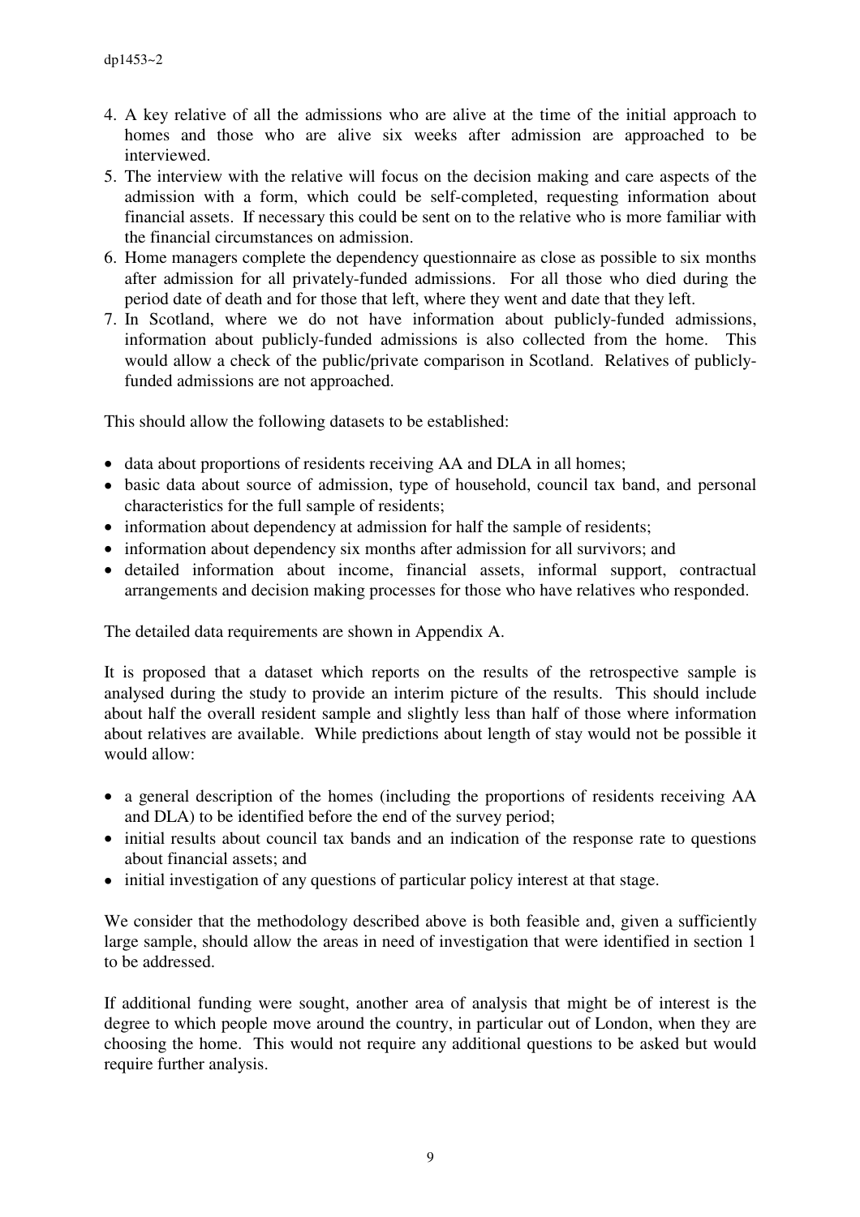4. A key relative of all the admissions who are alive at the time of the initial approach to homes and those who are alive six weeks after admission are approached to be interviewed.
5. The interview with the relative will focus on the decision making and care aspects of the admission with a form, which could be self-completed, requesting information about financial assets. If necessary this could be sent on to the relative who is more familiar with the financial circumstances on admission.
6. Home managers complete the dependency questionnaire as close as possible to six months after admission for all privately-funded admissions. For all those who died during the period date of death and for those that left, where they went and date that they left.
7. In Scotland, where we do not have information about publicly-funded admissions, information about publicly-funded admissions is also collected from the home. This would allow a check of the public/private comparison in Scotland. Relatives of publicly-funded admissions are not approached.

This should allow the following datasets to be established:

- data about proportions of residents receiving AA and DLA in all homes;
- basic data about source of admission, type of household, council tax band, and personal characteristics for the full sample of residents;
- information about dependency at admission for half the sample of residents;
- information about dependency six months after admission for all survivors; and
- detailed information about income, financial assets, informal support, contractual arrangements and decision making processes for those who have relatives who responded.

The detailed data requirements are shown in Appendix A.

It is proposed that a dataset which reports on the results of the retrospective sample is analysed during the study to provide an interim picture of the results. This should include about half the overall resident sample and slightly less than half of those where information about relatives are available. While predictions about length of stay would not be possible it would allow:

- a general description of the homes (including the proportions of residents receiving AA and DLA) to be identified before the end of the survey period;
- initial results about council tax bands and an indication of the response rate to questions about financial assets; and
- initial investigation of any questions of particular policy interest at that stage.

We consider that the methodology described above is both feasible and, given a sufficiently large sample, should allow the areas in need of investigation that were identified in section 1 to be addressed.

If additional funding were sought, another area of analysis that might be of interest is the degree to which people move around the country, in particular out of London, when they are choosing the home. This would not require any additional questions to be asked but would require further analysis.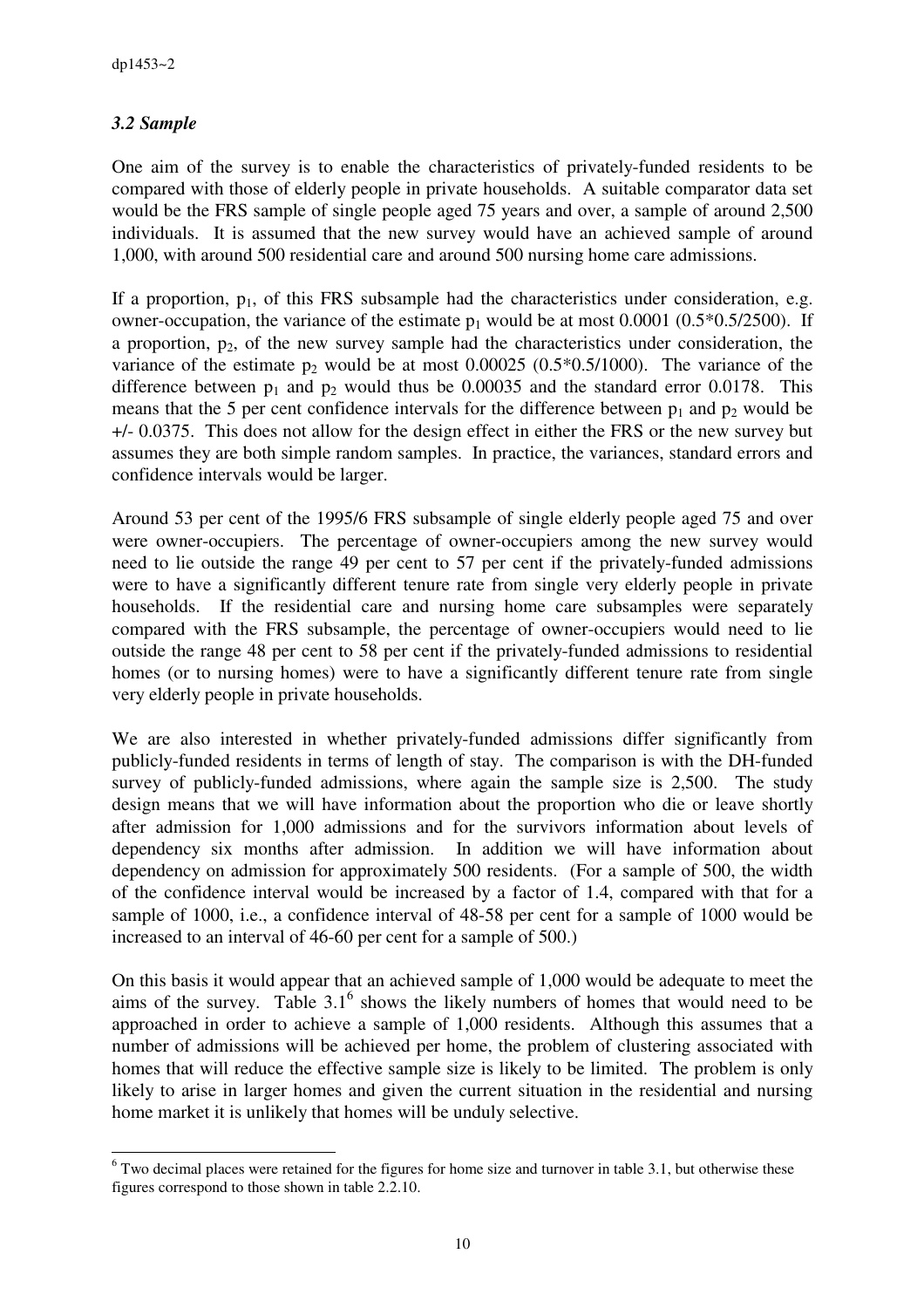### *3.2 Sample*

One aim of the survey is to enable the characteristics of privately-funded residents to be compared with those of elderly people in private households. A suitable comparator data set would be the FRS sample of single people aged 75 years and over, a sample of around 2,500 individuals. It is assumed that the new survey would have an achieved sample of around 1,000, with around 500 residential care and around 500 nursing home care admissions.

If a proportion, $p_1$, of this FRS subsample had the characteristics under consideration, e.g. owner-occupation, the variance of the estimate $p_1$ would be at most 0.0001 (0.5*0.5/2500). If a proportion, $p_2$, of the new survey sample had the characteristics under consideration, the variance of the estimate $p_2$ would be at most 0.00025 (0.5*0.5/1000). The variance of the difference between $p_1$ and $p_2$ would thus be 0.00035 and the standard error 0.0178. This means that the 5 per cent confidence intervals for the difference between $p_1$ and $p_2$ would be +/- 0.0375. This does not allow for the design effect in either the FRS or the new survey but assumes they are both simple random samples. In practice, the variances, standard errors and confidence intervals would be larger.

Around 53 per cent of the 1995/6 FRS subsample of single elderly people aged 75 and over were owner-occupiers. The percentage of owner-occupiers among the new survey would need to lie outside the range 49 per cent to 57 per cent if the privately-funded admissions were to have a significantly different tenure rate from single very elderly people in private households. If the residential care and nursing home care subsamples were separately compared with the FRS subsample, the percentage of owner-occupiers would need to lie outside the range 48 per cent to 58 per cent if the privately-funded admissions to residential homes (or to nursing homes) were to have a significantly different tenure rate from single very elderly people in private households.

We are also interested in whether privately-funded admissions differ significantly from publicly-funded residents in terms of length of stay. The comparison is with the DH-funded survey of publicly-funded admissions, where again the sample size is 2,500. The study design means that we will have information about the proportion who die or leave shortly after admission for 1,000 admissions and for the survivors information about levels of dependency six months after admission. In addition we will have information about dependency on admission for approximately 500 residents. (For a sample of 500, the width of the confidence interval would be increased by a factor of 1.4, compared with that for a sample of 1000, i.e., a confidence interval of 48-58 per cent for a sample of 1000 would be increased to an interval of 46-60 per cent for a sample of 500.)

On this basis it would appear that an achieved sample of 1,000 would be adequate to meet the aims of the survey. Table 3.1[6] shows the likely numbers of homes that would need to be approached in order to achieve a sample of 1,000 residents. Although this assumes that a number of admissions will be achieved per home, the problem of clustering associated with homes that will reduce the effective sample size is likely to be limited. The problem is only likely to arise in larger homes and given the current situation in the residential and nursing home market it is unlikely that homes will be unduly selective.

[6] Two decimal places were retained for the figures for home size and turnover in table 3.1, but otherwise these figures correspond to those shown in table 2.2.10.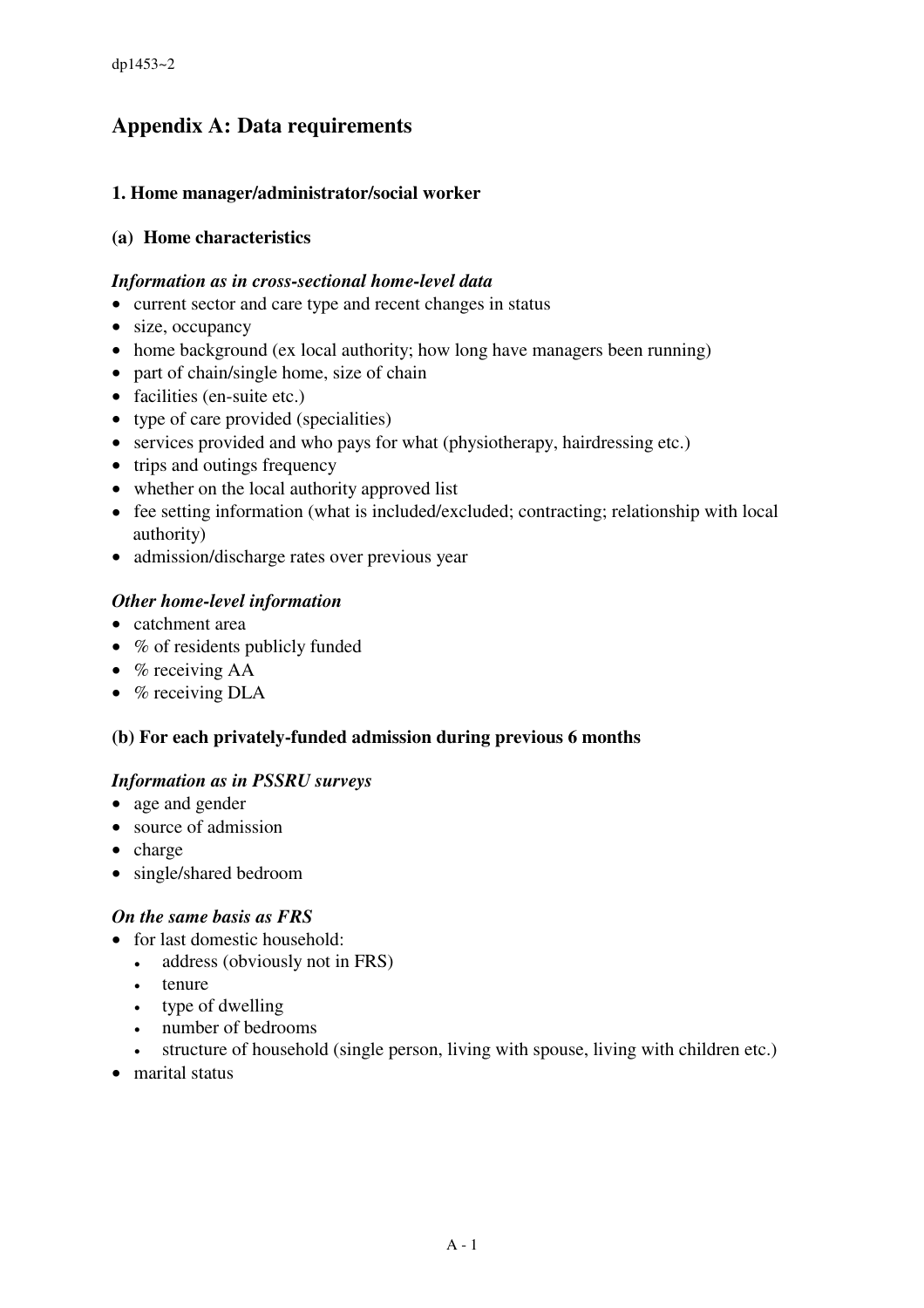## Appendix A: Data requirements

### 1. Home manager/administrator/social worker

#### (a) Home characteristics

***Information as in cross-sectional home-level data***

- current sector and care type and recent changes in status
- size, occupancy
- home background (ex local authority; how long have managers been running)
- part of chain/single home, size of chain
- facilities (en-suite etc.)
- type of care provided (specialities)
- services provided and who pays for what (physiotherapy, hairdressing etc.)
- trips and outings frequency
- whether on the local authority approved list
- fee setting information (what is included/excluded; contracting; relationship with local authority)
- admission/discharge rates over previous year

***Other home-level information***

- catchment area
- % of residents publicly funded
- % receiving AA
- % receiving DLA

#### (b) For each privately-funded admission during previous 6 months

***Information as in PSSRU surveys***

- age and gender
- source of admission
- charge
- single/shared bedroom

***On the same basis as FRS***

- for last domestic household:
  - address (obviously not in FRS)
  - tenure
  - type of dwelling
  - number of bedrooms
  - structure of household (single person, living with spouse, living with children etc.)
- marital status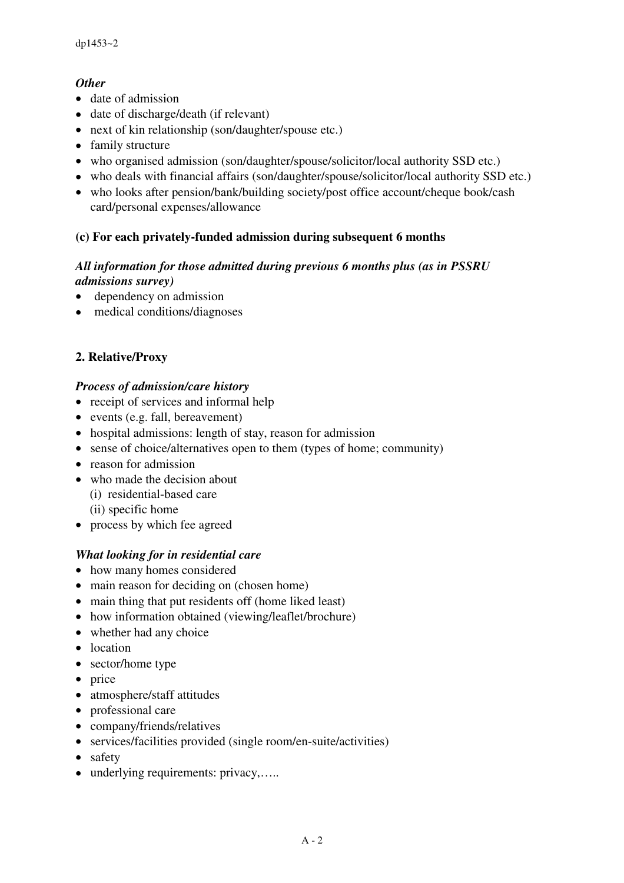*Other*
- date of admission
- date of discharge/death (if relevant)
- next of kin relationship (son/daughter/spouse etc.)
- family structure
- who organised admission (son/daughter/spouse/solicitor/local authority SSD etc.)
- who deals with financial affairs (son/daughter/spouse/solicitor/local authority SSD etc.)
- who looks after pension/bank/building society/post office account/cheque book/cash card/personal expenses/allowance

**(c) For each privately-funded admission during subsequent 6 months**

***All information for those admitted during previous 6 months plus (as in PSSRU admissions survey)***
- dependency on admission
- medical conditions/diagnoses

**2. Relative/Proxy**

***Process of admission/care history***
- receipt of services and informal help
- events (e.g. fall, bereavement)
- hospital admissions: length of stay, reason for admission
- sense of choice/alternatives open to them (types of home; community)
- reason for admission
- who made the decision about
  - (i) residential-based care
  - (ii) specific home
- process by which fee agreed

***What looking for in residential care***
- how many homes considered
- main reason for deciding on (chosen home)
- main thing that put residents off (home liked least)
- how information obtained (viewing/leaflet/brochure)
- whether had any choice
- location
- sector/home type
- price
- atmosphere/staff attitudes
- professional care
- company/friends/relatives
- services/facilities provided (single room/en-suite/activities)
- safety
- underlying requirements: privacy,…..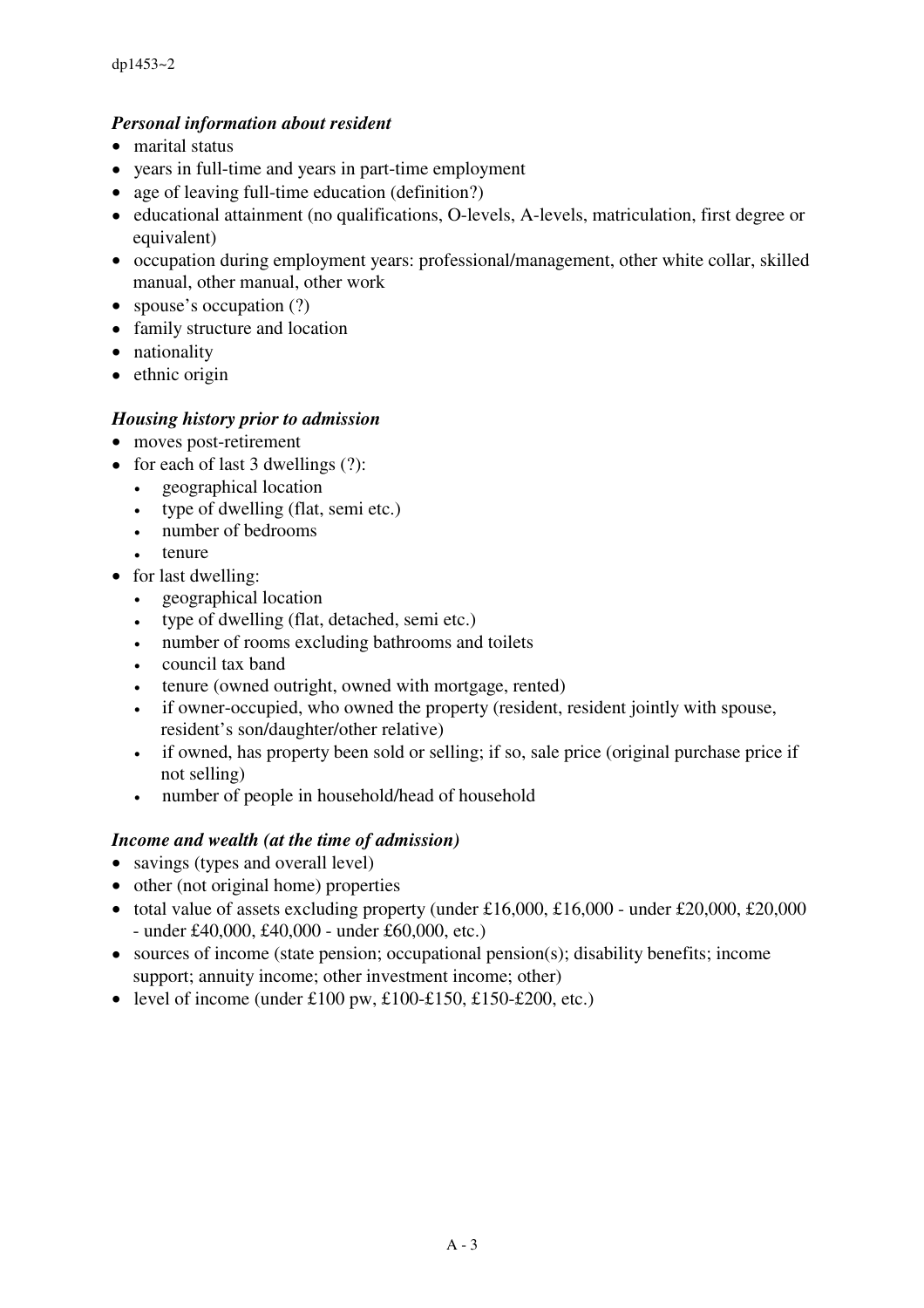### *Personal information about resident*

- marital status
- years in full-time and years in part-time employment
- age of leaving full-time education (definition?)
- educational attainment (no qualifications, O-levels, A-levels, matriculation, first degree or equivalent)
- occupation during employment years: professional/management, other white collar, skilled manual, other manual, other work
- spouse's occupation (?)
- family structure and location
- nationality
- ethnic origin

### *Housing history prior to admission*

- moves post-retirement
- for each of last 3 dwellings (?):
  - geographical location
  - type of dwelling (flat, semi etc.)
  - number of bedrooms
  - tenure
- for last dwelling:
  - geographical location
  - type of dwelling (flat, detached, semi etc.)
  - number of rooms excluding bathrooms and toilets
  - council tax band
  - tenure (owned outright, owned with mortgage, rented)
  - if owner-occupied, who owned the property (resident, resident jointly with spouse, resident's son/daughter/other relative)
  - if owned, has property been sold or selling; if so, sale price (original purchase price if not selling)
  - number of people in household/head of household

### *Income and wealth (at the time of admission)*

- savings (types and overall level)
- other (not original home) properties
- total value of assets excluding property (under £16,000, £16,000 - under £20,000, £20,000 - under £40,000, £40,000 - under £60,000, etc.)
- sources of income (state pension; occupational pension(s); disability benefits; income support; annuity income; other investment income; other)
- level of income (under £100 pw, £100-£150, £150-£200, etc.)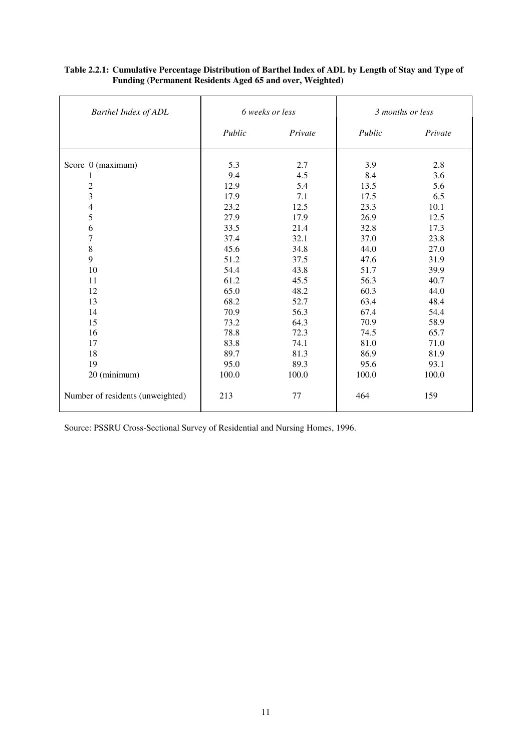**Table 2.2.1: Cumulative Percentage Distribution of Barthel Index of ADL by Length of Stay and Type of Funding (Permanent Residents Aged 65 and over, Weighted)**

| *Barthel Index of ADL* | *6 weeks or less* | | *3 months or less* | |
|---|---|---|---|---|
| | *Public* | *Private* | *Public* | *Private* |
| Score 0 (maximum) | 5.3 | 2.7 | 3.9 | 2.8 |
| 1 | 9.4 | 4.5 | 8.4 | 3.6 |
| 2 | 12.9 | 5.4 | 13.5 | 5.6 |
| 3 | 17.9 | 7.1 | 17.5 | 6.5 |
| 4 | 23.2 | 12.5 | 23.3 | 10.1 |
| 5 | 27.9 | 17.9 | 26.9 | 12.5 |
| 6 | 33.5 | 21.4 | 32.8 | 17.3 |
| 7 | 37.4 | 32.1 | 37.0 | 23.8 |
| 8 | 45.6 | 34.8 | 44.0 | 27.0 |
| 9 | 51.2 | 37.5 | 47.6 | 31.9 |
| 10 | 54.4 | 43.8 | 51.7 | 39.9 |
| 11 | 61.2 | 45.5 | 56.3 | 40.7 |
| 12 | 65.0 | 48.2 | 60.3 | 44.0 |
| 13 | 68.2 | 52.7 | 63.4 | 48.4 |
| 14 | 70.9 | 56.3 | 67.4 | 54.4 |
| 15 | 73.2 | 64.3 | 70.9 | 58.9 |
| 16 | 78.8 | 72.3 | 74.5 | 65.7 |
| 17 | 83.8 | 74.1 | 81.0 | 71.0 |
| 18 | 89.7 | 81.3 | 86.9 | 81.9 |
| 19 | 95.0 | 89.3 | 95.6 | 93.1 |
| 20 (minimum) | 100.0 | 100.0 | 100.0 | 100.0 |
| Number of residents (unweighted) | 213 | 77 | 464 | 159 |

Source: PSSRU Cross-Sectional Survey of Residential and Nursing Homes, 1996.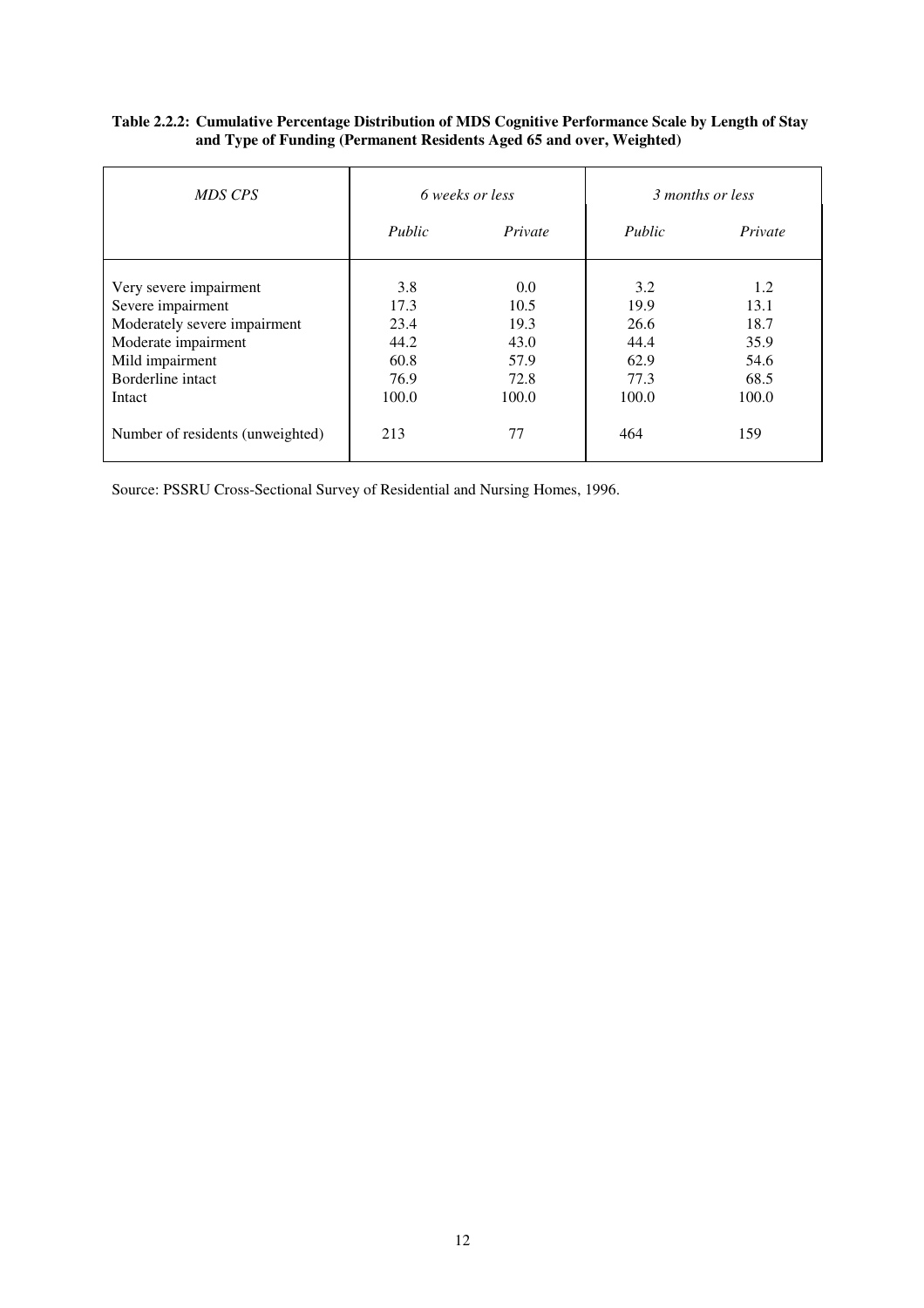**Table 2.2.2: Cumulative Percentage Distribution of MDS Cognitive Performance Scale by Length of Stay and Type of Funding (Permanent Residents Aged 65 and over, Weighted)**

| *MDS CPS* | *6 weeks or less* | | *3 months or less* | |
|---|---|---|---|---|
| | *Public* | *Private* | *Public* | *Private* |
| Very severe impairment | 3.8 | 0.0 | 3.2 | 1.2 |
| Severe impairment | 17.3 | 10.5 | 19.9 | 13.1 |
| Moderately severe impairment | 23.4 | 19.3 | 26.6 | 18.7 |
| Moderate impairment | 44.2 | 43.0 | 44.4 | 35.9 |
| Mild impairment | 60.8 | 57.9 | 62.9 | 54.6 |
| Borderline intact | 76.9 | 72.8 | 77.3 | 68.5 |
| Intact | 100.0 | 100.0 | 100.0 | 100.0 |
| Number of residents (unweighted) | 213 | 77 | 464 | 159 |

Source: PSSRU Cross-Sectional Survey of Residential and Nursing Homes, 1996.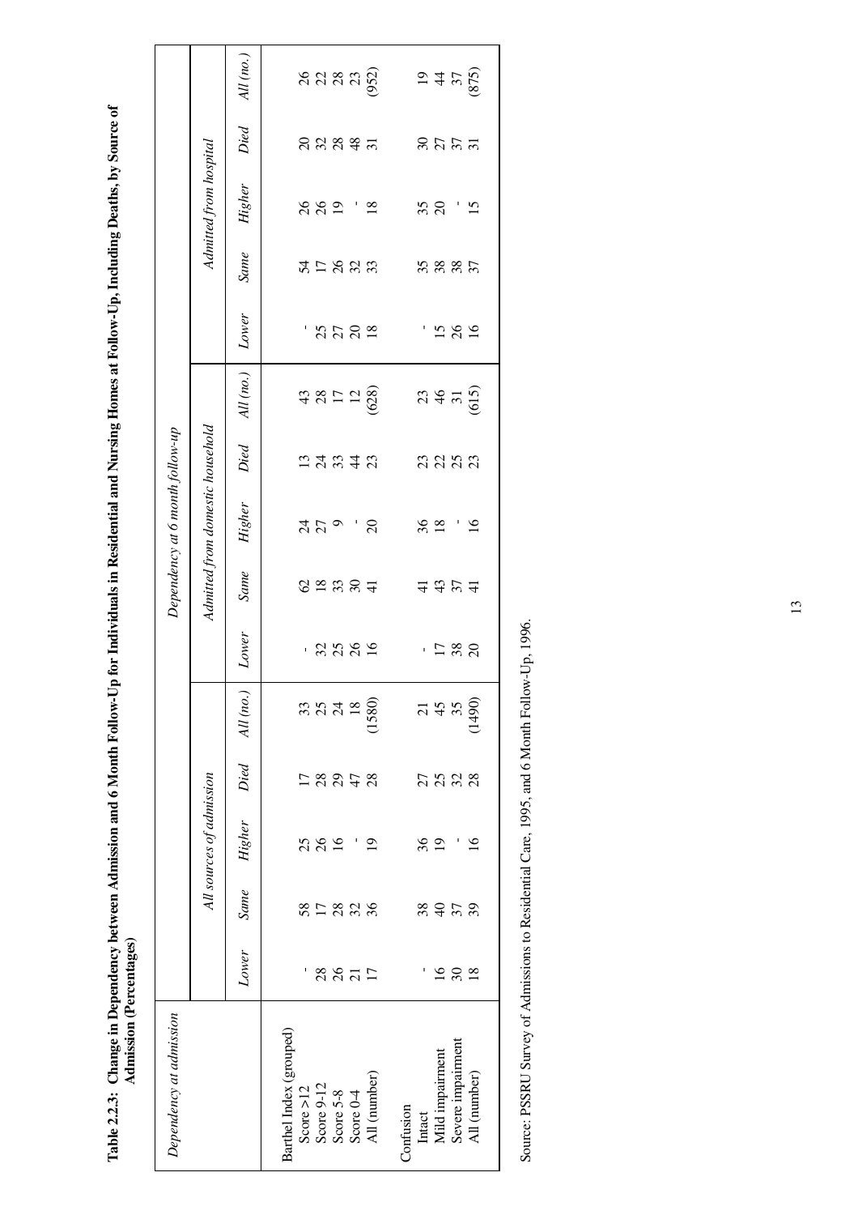**Table 2.2.3: Change in Dependency between Admission and 6 Month Follow-Up for Individuals in Residential and Nursing Homes at Follow-Up, Including Deaths, by Source of Admission (Percentages)**

| *Dependency at admission* | *Dependency at 6 month follow-up* | | | | | | | | | | | | | | |
|---|---|---|---|---|---|---|---|---|---|---|---|---|---|---|---|
| | *All sources of admission* | | | | | *Admitted from domestic household* | | | | | *Admitted from hospital* | | | | |
| | *Lower* | *Same* | *Higher* | *Died* | *All (no.)* | *Lower* | *Same* | *Higher* | *Died* | *All (no.)* | *Lower* | *Same* | *Higher* | *Died* | *All (no.)* |
| Barthel Index (grouped) | | | | | | | | | | | | | | | |
| Score >12 | - | 58 | 25 | 17 | 33 | - | 62 | 24 | 13 | 43 | - | 54 | 26 | 20 | 26 |
| Score 9-12 | 28 | 17 | 26 | 28 | 25 | 32 | 18 | 27 | 24 | 28 | 25 | 17 | 26 | 32 | 22 |
| Score 5-8 | 26 | 28 | 16 | 29 | 24 | 25 | 33 | 9 | 33 | 17 | 27 | 26 | 19 | 28 | 28 |
| Score 0-4 | 21 | 32 | - | 47 | 18 | 26 | 30 | - | 44 | 12 | 20 | 32 | - | 48 | 23 |
| All (number) | 17 | 36 | 19 | 28 | (1580) | 16 | 41 | 20 | 23 | (628) | 18 | 33 | 18 | 31 | (952) |
| Confusion | | | | | | | | | | | | | | | |
| Intact | - | 38 | 36 | 27 | 21 | - | 41 | 36 | 23 | 23 | - | 35 | 35 | 30 | 19 |
| Mild impairment | 16 | 40 | 19 | 25 | 45 | 17 | 43 | 18 | 22 | 46 | 15 | 38 | 20 | 27 | 44 |
| Severe impairment | 30 | 37 | - | 32 | 35 | 38 | 37 | - | 25 | 31 | 26 | 38 | - | 37 | 37 |
| All (number) | 18 | 39 | 16 | 28 | (1490) | 20 | 41 | 16 | 23 | (615) | 16 | 37 | 15 | 31 | (875) |

Source: PSSRU Survey of Admissions to Residential Care, 1995, and 6 Month Follow-Up, 1996.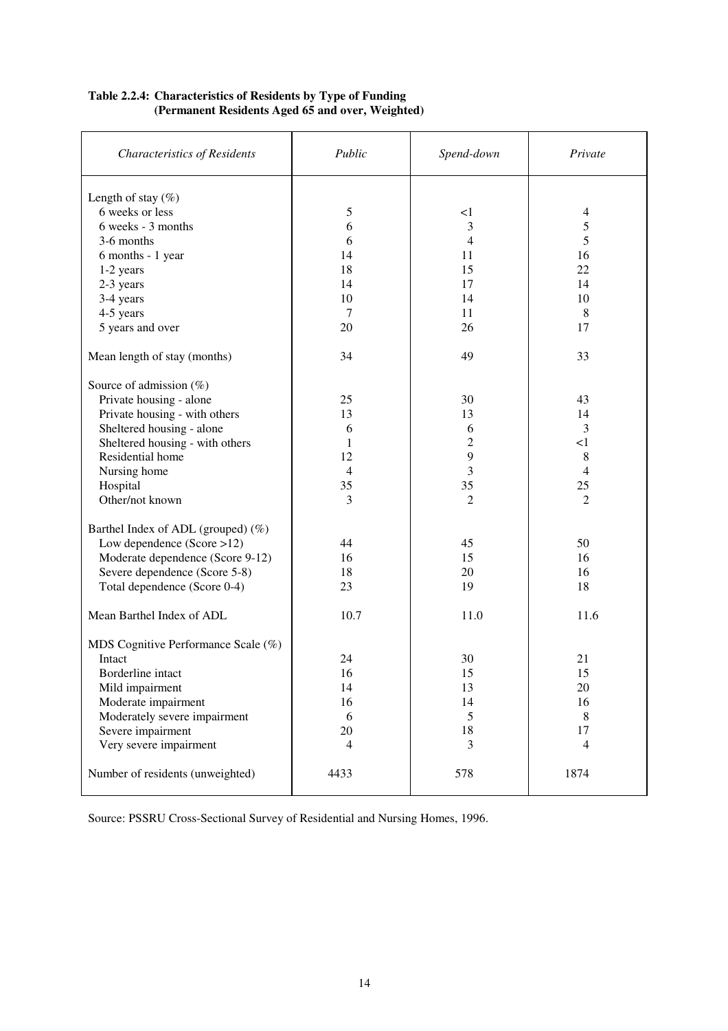**Table 2.2.4: Characteristics of Residents by Type of Funding (Permanent Residents Aged 65 and over, Weighted)**

| *Characteristics of Residents* | *Public* | *Spend-down* | *Private* |
|---|---|---|---|
| Length of stay (%) | | | |
| 6 weeks or less | 5 | <1 | 4 |
| 6 weeks - 3 months | 6 | 3 | 5 |
| 3-6 months | 6 | 4 | 5 |
| 6 months - 1 year | 14 | 11 | 16 |
| 1-2 years | 18 | 15 | 22 |
| 2-3 years | 14 | 17 | 14 |
| 3-4 years | 10 | 14 | 10 |
| 4-5 years | 7 | 11 | 8 |
| 5 years and over | 20 | 26 | 17 |
| Mean length of stay (months) | 34 | 49 | 33 |
| Source of admission (%) | | | |
| Private housing - alone | 25 | 30 | 43 |
| Private housing - with others | 13 | 13 | 14 |
| Sheltered housing - alone | 6 | 6 | 3 |
| Sheltered housing - with others | 1 | 2 | <1 |
| Residential home | 12 | 9 | 8 |
| Nursing home | 4 | 3 | 4 |
| Hospital | 35 | 35 | 25 |
| Other/not known | 3 | 2 | 2 |
| Barthel Index of ADL (grouped) (%) | | | |
| Low dependence (Score >12) | 44 | 45 | 50 |
| Moderate dependence (Score 9-12) | 16 | 15 | 16 |
| Severe dependence (Score 5-8) | 18 | 20 | 16 |
| Total dependence (Score 0-4) | 23 | 19 | 18 |
| Mean Barthel Index of ADL | 10.7 | 11.0 | 11.6 |
| MDS Cognitive Performance Scale (%) | | | |
| Intact | 24 | 30 | 21 |
| Borderline intact | 16 | 15 | 15 |
| Mild impairment | 14 | 13 | 20 |
| Moderate impairment | 16 | 14 | 16 |
| Moderately severe impairment | 6 | 5 | 8 |
| Severe impairment | 20 | 18 | 17 |
| Very severe impairment | 4 | 3 | 4 |
| Number of residents (unweighted) | 4433 | 578 | 1874 |

Source: PSSRU Cross-Sectional Survey of Residential and Nursing Homes, 1996.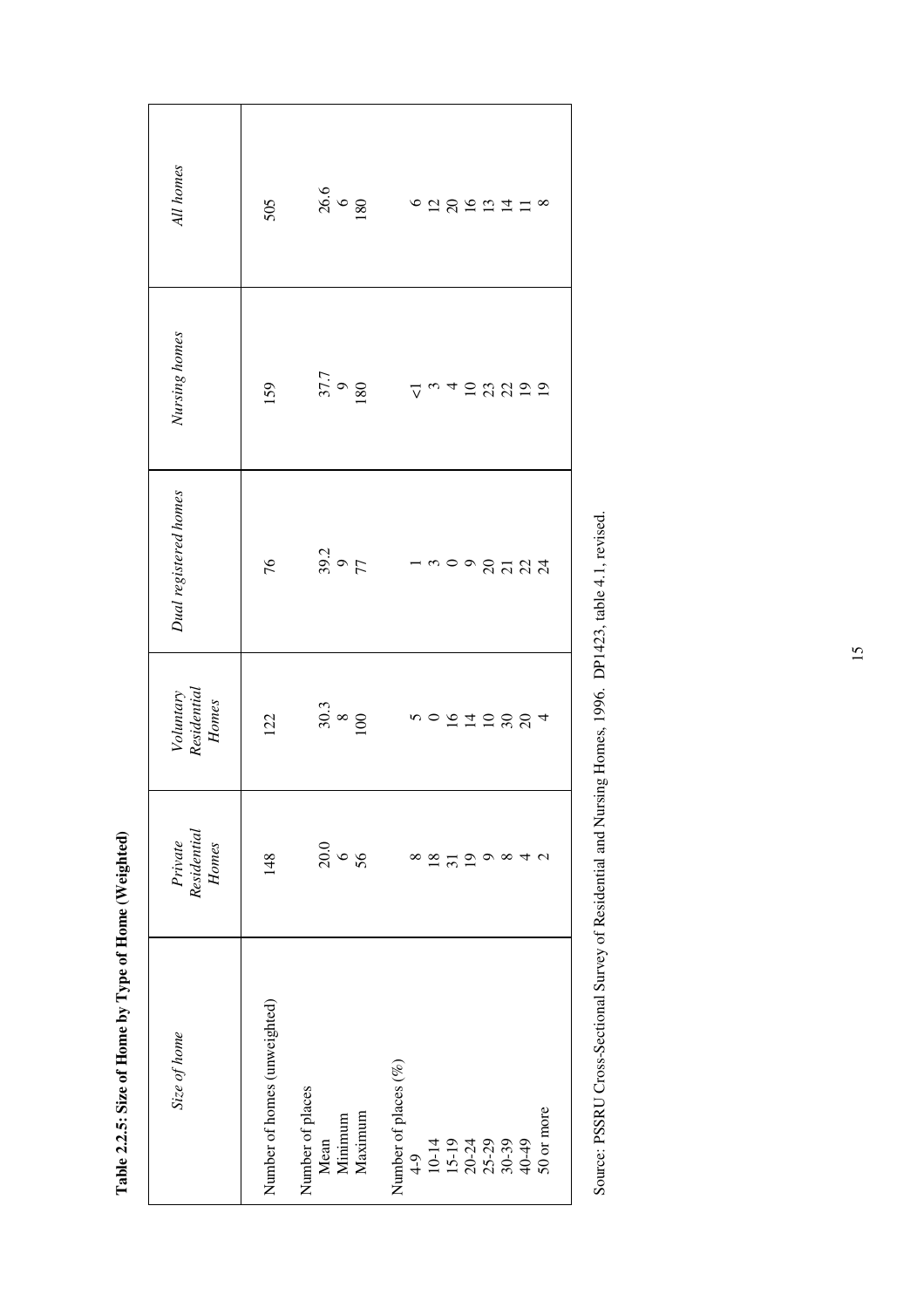**Table 2.2.5: Size of Home by Type of Home (Weighted)**

| *Size of home* | *Private Residential Homes* | *Voluntary Residential Homes* | *Dual registered homes* | *Nursing homes* | *All homes* |
|---|---|---|---|---|---|
| Number of homes (unweighted) | 148 | 122 | 76 | 159 | 505 |
| Number of places | | | | | |
| Mean | 20.0 | 30.3 | 39.2 | 37.7 | 26.6 |
| Minimum | 6 | 8 | 9 | 9 | 6 |
| Maximum | 56 | 100 | 77 | 180 | 180 |
| Number of places (%) | | | | | |
| 4-9 | 8 | 5 | 1 | <1 | 6 |
| 10-14 | 18 | 0 | 3 | 3 | 12 |
| 15-19 | 31 | 16 | 0 | 4 | 20 |
| 20-24 | 19 | 14 | 9 | 10 | 16 |
| 25-29 | 9 | 10 | 20 | 23 | 13 |
| 30-39 | 8 | 30 | 21 | 22 | 14 |
| 40-49 | 4 | 20 | 22 | 19 | 11 |
| 50 or more | 2 | 4 | 24 | 19 | 8 |

Source: PSSRU Cross-Sectional Survey of Residential and Nursing Homes, 1996. DP1423, table 4.1, revised.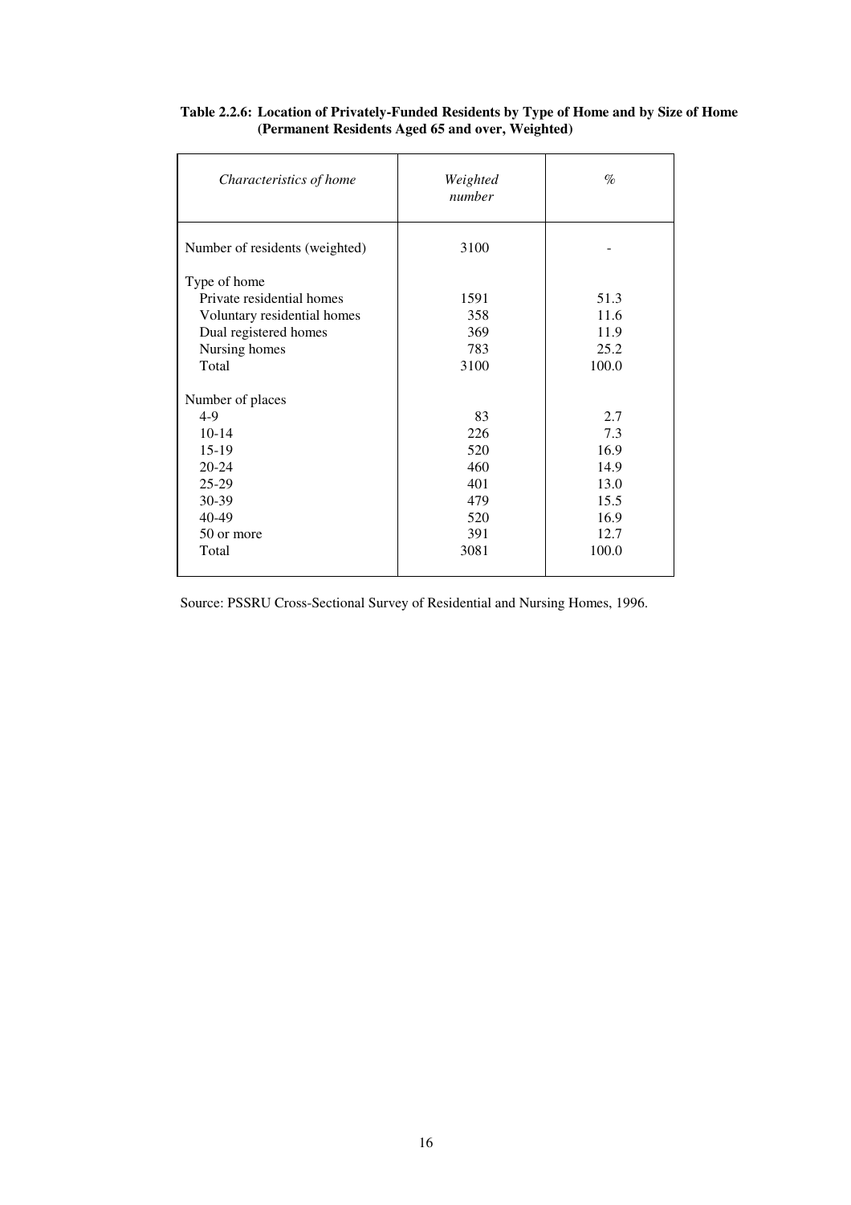**Table 2.2.6: Location of Privately-Funded Residents by Type of Home and by Size of Home (Permanent Residents Aged 65 and over, Weighted)**

| *Characteristics of home* | *Weighted number* | *%* |
|---|---|---|
| Number of residents (weighted) | 3100 | - |
| Type of home | | |
| Private residential homes | 1591 | 51.3 |
| Voluntary residential homes | 358 | 11.6 |
| Dual registered homes | 369 | 11.9 |
| Nursing homes | 783 | 25.2 |
| Total | 3100 | 100.0 |
| Number of places | | |
| 4-9 | 83 | 2.7 |
| 10-14 | 226 | 7.3 |
| 15-19 | 520 | 16.9 |
| 20-24 | 460 | 14.9 |
| 25-29 | 401 | 13.0 |
| 30-39 | 479 | 15.5 |
| 40-49 | 520 | 16.9 |
| 50 or more | 391 | 12.7 |
| Total | 3081 | 100.0 |

Source: PSSRU Cross-Sectional Survey of Residential and Nursing Homes, 1996.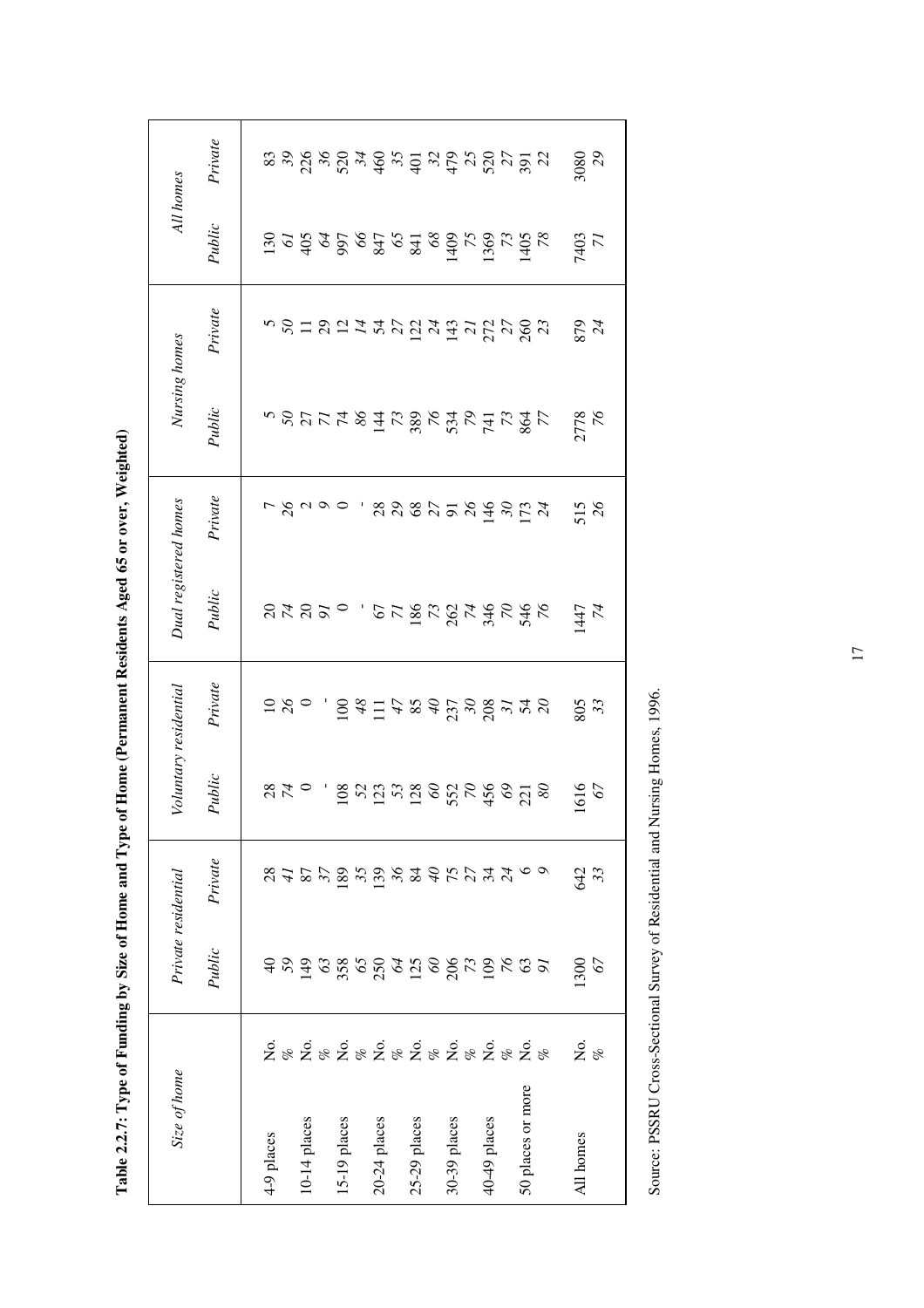**Table 2.2.7: Type of Funding by Size of Home and Type of Home (Permanent Residents Aged 65 or over, Weighted)**

| Size of home | | Private residential | | Voluntary residential | | Dual registered homes | | Nursing homes | | All homes | |
|---|---|---|---|---|---|---|---|---|---|---|---|
| | | *Public* | *Private* | *Public* | *Private* | *Public* | *Private* | *Public* | *Private* | *Public* | *Private* |
| 4-9 places | No. | 40 | 28 | 28 | 10 | 20 | 7 | 5 | 5 | 130 | 83 |
| | % | *59* | *41* | *74* | *26* | *74* | *26* | *50* | *50* | *61* | *39* |
| 10-14 places | No. | 149 | 87 | 0 | 0 | 20 | 2 | 27 | 11 | 405 | 226 |
| | % | *63* | *37* | - | - | *91* | *9* | *71* | *29* | *64* | *36* |
| 15-19 places | No. | 358 | 189 | 108 | 100 | 0 | 0 | 74 | 12 | 997 | 520 |
| | % | *65* | *35* | *52* | *48* | - | - | *86* | *14* | *66* | *34* |
| 20-24 places | No. | 250 | 139 | 123 | 111 | 67 | 28 | 144 | 54 | 847 | 460 |
| | % | *64* | *36* | *53* | *47* | *71* | *29* | *73* | *27* | *65* | *35* |
| 25-29 places | No. | 125 | 84 | 128 | 85 | 186 | 68 | 389 | 122 | 841 | 401 |
| | % | *60* | *40* | *60* | *40* | *73* | *27* | *76* | *24* | *68* | *32* |
| 30-39 places | No. | 206 | 75 | 552 | 237 | 262 | 91 | 534 | 143 | 1409 | 479 |
| | % | *73* | *27* | *70* | *30* | *74* | *26* | *79* | *21* | *75* | *25* |
| 40-49 places | No. | 109 | 34 | 456 | 208 | 346 | 146 | 741 | 272 | 1369 | 520 |
| | % | *76* | *24* | *69* | *31* | *70* | *30* | *73* | *27* | *73* | *27* |
| 50 places or more | No. | 63 | 6 | 221 | 54 | 546 | 173 | 864 | 260 | 1405 | 391 |
| | % | *91* | *9* | *80* | *20* | *76* | *24* | *77* | *23* | *78* | *22* |
| All homes | No. | 1300 | 642 | 1616 | 805 | 1447 | 515 | 2778 | 879 | 7403 | 3080 |
| | % | *67* | *33* | *67* | *33* | *74* | *26* | *76* | *24* | *71* | *29* |

Source: PSSRU Cross-Sectional Survey of Residential and Nursing Homes, 1996.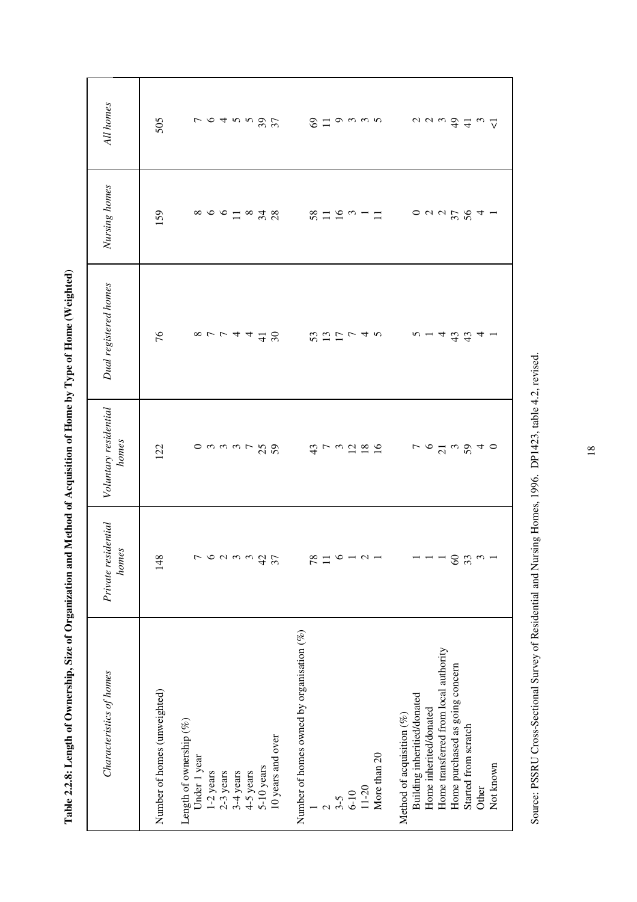**Table 2.2.8: Length of Ownership, Size of Organization and Method of Acquisition of Home by Type of Home (Weighted)**

| *Characteristics of homes* | *Private residential homes* | *Voluntary residential homes* | *Dual registered homes* | *Nursing homes* | *All homes* |
|---|---|---|---|---|---|
| Number of homes (unweighted) | 148 | 122 | 76 | 159 | 505 |
| Length of ownership (%) | | | | | |
| Under 1 year | 7 | 0 | 8 | 8 | 7 |
| 1-2 years | 6 | 3 | 7 | 6 | 6 |
| 2-3 years | 2 | 3 | 7 | 6 | 4 |
| 3-4 years | 3 | 3 | 4 | 11 | 5 |
| 4-5 years | 3 | 7 | 4 | 8 | 5 |
| 5-10 years | 42 | 25 | 41 | 34 | 39 |
| 10 years and over | 37 | 59 | 30 | 28 | 37 |
| Number of homes owned by organisation (%) | | | | | |
| 1 | 78 | 43 | 53 | 58 | 69 |
| 2 | 11 | 7 | 13 | 11 | 11 |
| 3-5 | 6 | 3 | 17 | 16 | 9 |
| 6-10 | 1 | 12 | 7 | 3 | 3 |
| 11-20 | 2 | 18 | 4 | 1 | 3 |
| More than 20 | 1 | 16 | 5 | 11 | 5 |
| Method of acquisition (%) | | | | | |
| Building inheritied/donated | 1 | 7 | 5 | 0 | 2 |
| Home inherited/donated | 1 | 6 | 1 | 2 | 2 |
| Home transferred from local authority | 1 | 21 | 4 | 2 | 3 |
| Home purchased as going concern | 60 | 3 | 43 | 37 | 49 |
| Started from scratch | 33 | 59 | 43 | 56 | 41 |
| Other | 3 | 4 | 4 | 4 | 3 |
| Not known | 1 | 0 | 1 | 1 | <1 |

Source: PSSRU Cross-Sectional Survey of Residential and Nursing Homes, 1996. DP1423, table 4.2, revised.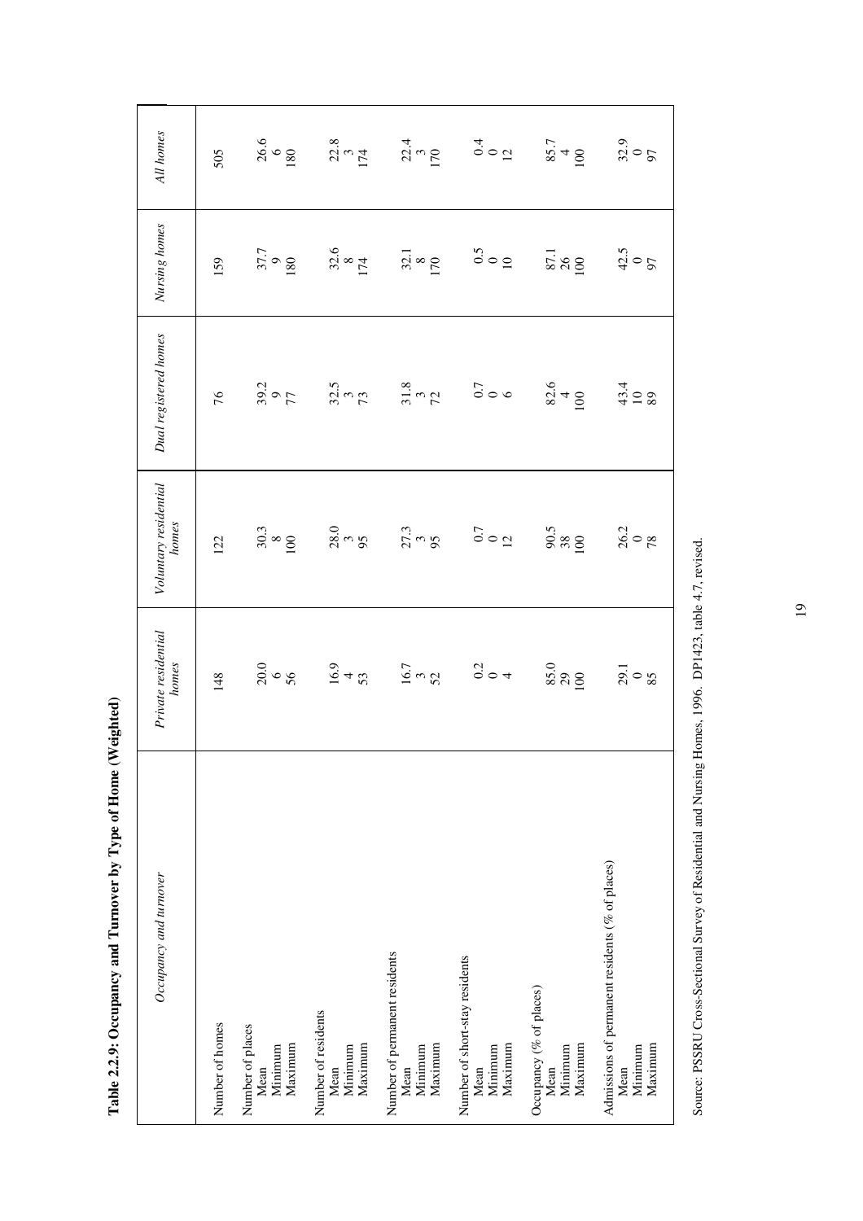**Table 2.2.9: Occupancy and Turnover by Type of Home (Weighted)**

| *Occupancy and turnover* | *Private residential homes* | *Voluntary residential homes* | *Dual registered homes* | *Nursing homes* | *All homes* |
|---|---|---|---|---|---|
| Number of homes | 148 | 122 | 76 | 159 | 505 |
| Number of places | | | | | |
| Mean | 20.0 | 30.3 | 39.2 | 37.7 | 26.6 |
| Minimum | 6 | 8 | 9 | 9 | 6 |
| Maximum | 56 | 100 | 77 | 180 | 180 |
| Number of residents | | | | | |
| Mean | 16.9 | 28.0 | 32.5 | 32.6 | 22.8 |
| Minimum | 4 | 3 | 3 | 8 | 3 |
| Maximum | 53 | 95 | 73 | 174 | 174 |
| Number of permanent residents | | | | | |
| Mean | 16.7 | 27.3 | 31.8 | 32.1 | 22.4 |
| Minimum | 3 | 3 | 3 | 8 | 3 |
| Maximum | 52 | 95 | 72 | 170 | 170 |
| Number of short-stay residents | | | | | |
| Mean | 0.2 | 0.7 | 0.7 | 0.5 | 0.4 |
| Minimum | 0 | 0 | 0 | 0 | 0 |
| Maximum | 4 | 12 | 6 | 10 | 12 |
| Occupancy (% of places) | | | | | |
| Mean | 85.0 | 90.5 | 82.6 | 87.1 | 85.7 |
| Minimum | 29 | 38 | 4 | 26 | 4 |
| Maximum | 100 | 100 | 100 | 100 | 100 |
| Admissions of permanent residents (% of places) | | | | | |
| Mean | 29.1 | 26.2 | 43.4 | 42.5 | 32.9 |
| Minimum | 0 | 0 | 10 | 0 | 0 |
| Maximum | 85 | 78 | 89 | 97 | 97 |

Source: PSSRU Cross-Sectional Survey of Residential and Nursing Homes, 1996. DP1423, table 4.7, revised.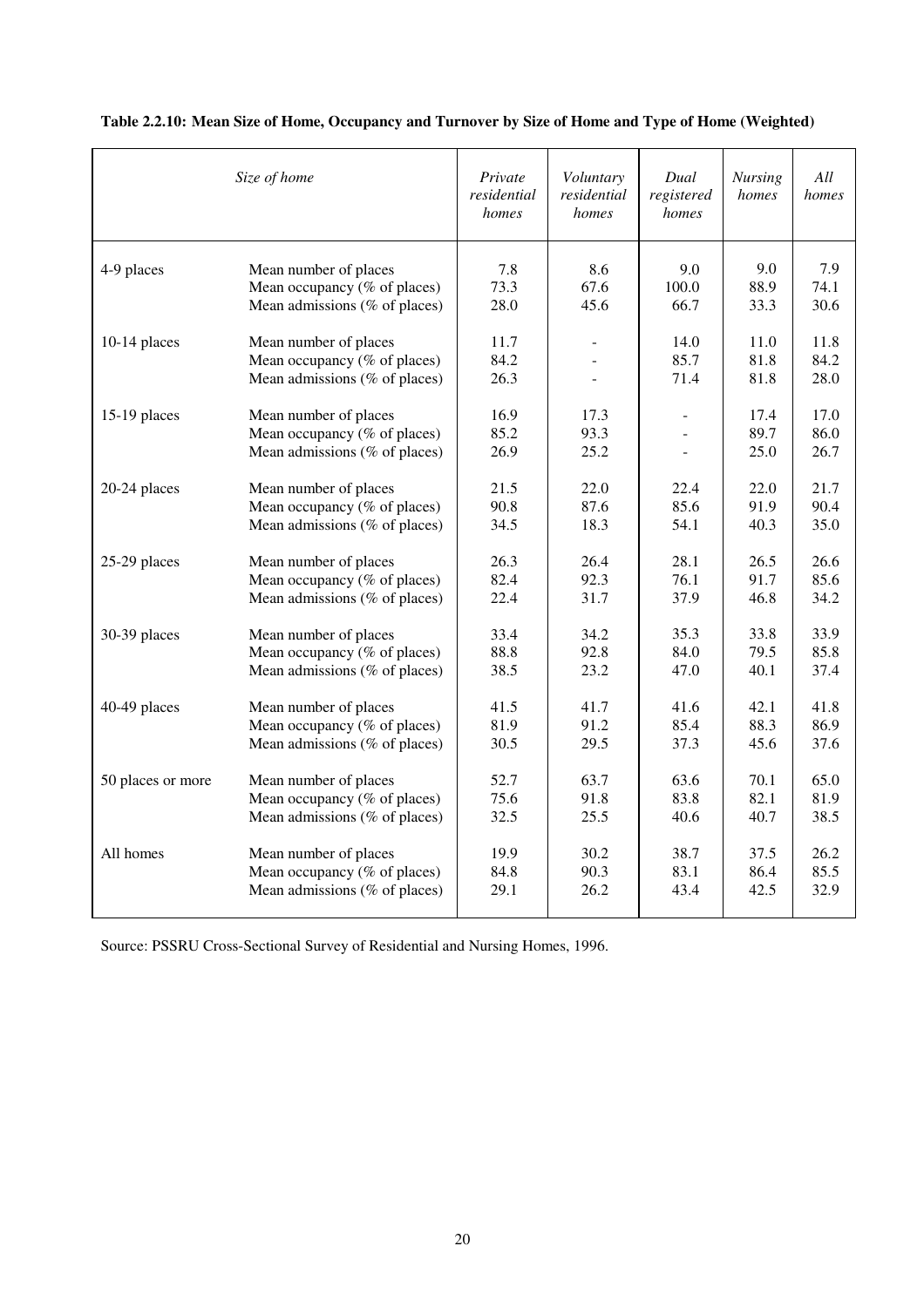**Table 2.2.10: Mean Size of Home, Occupancy and Turnover by Size of Home and Type of Home (Weighted)**

| *Size of home* | | *Private residential homes* | *Voluntary residential homes* | *Dual registered homes* | *Nursing homes* | *All homes* |
|---|---|---|---|---|---|---|
| 4-9 places | Mean number of places | 7.8 | 8.6 | 9.0 | 9.0 | 7.9 |
| | Mean occupancy (% of places) | 73.3 | 67.6 | 100.0 | 88.9 | 74.1 |
| | Mean admissions (% of places) | 28.0 | 45.6 | 66.7 | 33.3 | 30.6 |
| 10-14 places | Mean number of places | 11.7 | - | 14.0 | 11.0 | 11.8 |
| | Mean occupancy (% of places) | 84.2 | - | 85.7 | 81.8 | 84.2 |
| | Mean admissions (% of places) | 26.3 | - | 71.4 | 81.8 | 28.0 |
| 15-19 places | Mean number of places | 16.9 | 17.3 | - | 17.4 | 17.0 |
| | Mean occupancy (% of places) | 85.2 | 93.3 | - | 89.7 | 86.0 |
| | Mean admissions (% of places) | 26.9 | 25.2 | - | 25.0 | 26.7 |
| 20-24 places | Mean number of places | 21.5 | 22.0 | 22.4 | 22.0 | 21.7 |
| | Mean occupancy (% of places) | 90.8 | 87.6 | 85.6 | 91.9 | 90.4 |
| | Mean admissions (% of places) | 34.5 | 18.3 | 54.1 | 40.3 | 35.0 |
| 25-29 places | Mean number of places | 26.3 | 26.4 | 28.1 | 26.5 | 26.6 |
| | Mean occupancy (% of places) | 82.4 | 92.3 | 76.1 | 91.7 | 85.6 |
| | Mean admissions (% of places) | 22.4 | 31.7 | 37.9 | 46.8 | 34.2 |
| 30-39 places | Mean number of places | 33.4 | 34.2 | 35.3 | 33.8 | 33.9 |
| | Mean occupancy (% of places) | 88.8 | 92.8 | 84.0 | 79.5 | 85.8 |
| | Mean admissions (% of places) | 38.5 | 23.2 | 47.0 | 40.1 | 37.4 |
| 40-49 places | Mean number of places | 41.5 | 41.7 | 41.6 | 42.1 | 41.8 |
| | Mean occupancy (% of places) | 81.9 | 91.2 | 85.4 | 88.3 | 86.9 |
| | Mean admissions (% of places) | 30.5 | 29.5 | 37.3 | 45.6 | 37.6 |
| 50 places or more | Mean number of places | 52.7 | 63.7 | 63.6 | 70.1 | 65.0 |
| | Mean occupancy (% of places) | 75.6 | 91.8 | 83.8 | 82.1 | 81.9 |
| | Mean admissions (% of places) | 32.5 | 25.5 | 40.6 | 40.7 | 38.5 |
| All homes | Mean number of places | 19.9 | 30.2 | 38.7 | 37.5 | 26.2 |
| | Mean occupancy (% of places) | 84.8 | 90.3 | 83.1 | 86.4 | 85.5 |
| | Mean admissions (% of places) | 29.1 | 26.2 | 43.4 | 42.5 | 32.9 |

Source: PSSRU Cross-Sectional Survey of Residential and Nursing Homes, 1996.